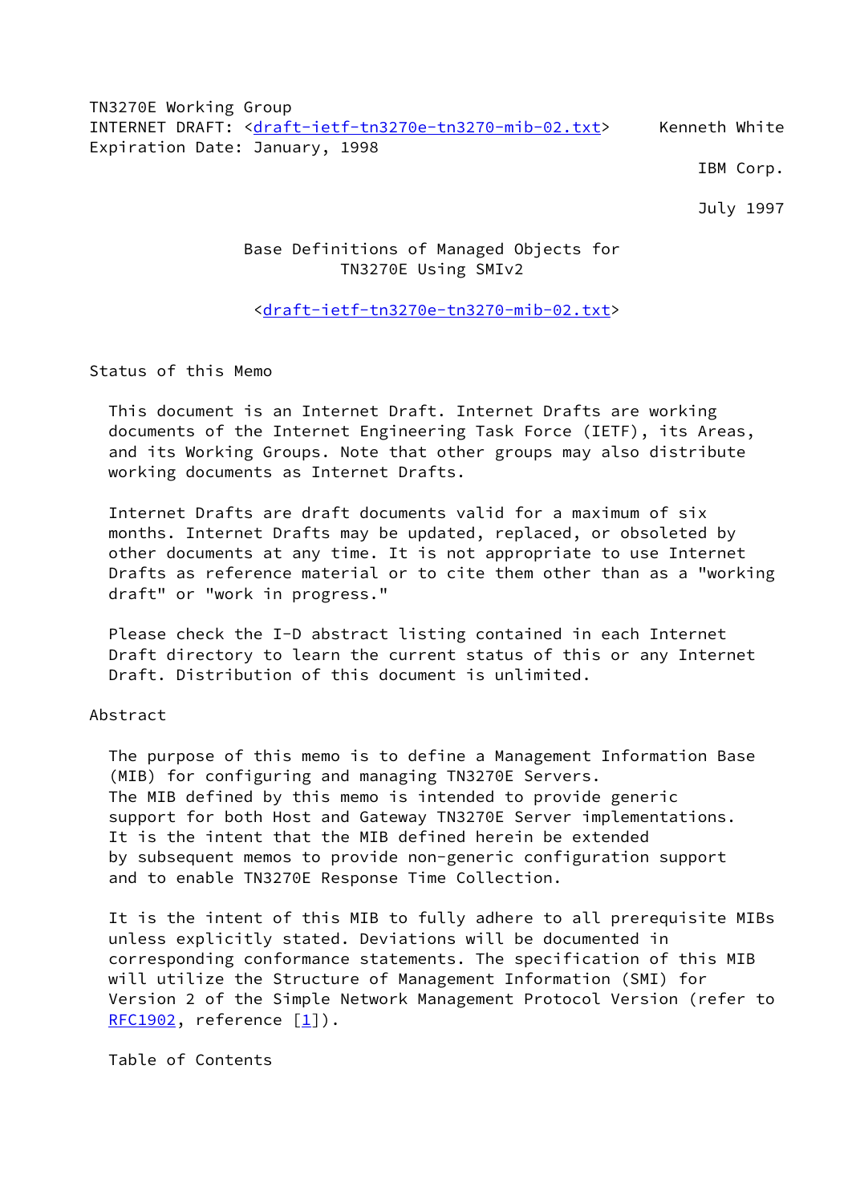TN3270E Working Group
INTERNET DRAFT: <draft-ietf-tn3270e-tn3270-mib-02.txt>     Kenneth White
Expiration Date: January, 1998

IBM Corp.

July 1997

# Base Definitions of Managed Objects for TN3270E Using SMIv2

<draft-ietf-tn3270e-tn3270-mib-02.txt>

## Status of this Memo

This document is an Internet Draft. Internet Drafts are working documents of the Internet Engineering Task Force (IETF), its Areas, and its Working Groups. Note that other groups may also distribute working documents as Internet Drafts.

Internet Drafts are draft documents valid for a maximum of six months. Internet Drafts may be updated, replaced, or obsoleted by other documents at any time. It is not appropriate to use Internet Drafts as reference material or to cite them other than as a "working draft" or "work in progress."

Please check the I-D abstract listing contained in each Internet Draft directory to learn the current status of this or any Internet Draft. Distribution of this document is unlimited.

## Abstract

The purpose of this memo is to define a Management Information Base (MIB) for configuring and managing TN3270E Servers. The MIB defined by this memo is intended to provide generic support for both Host and Gateway TN3270E Server implementations. It is the intent that the MIB defined herein be extended by subsequent memos to provide non-generic configuration support and to enable TN3270E Response Time Collection.

It is the intent of this MIB to fully adhere to all prerequisite MIBs unless explicitly stated. Deviations will be documented in corresponding conformance statements. The specification of this MIB will utilize the Structure of Management Information (SMI) for Version 2 of the Simple Network Management Protocol Version (refer to RFC1902, reference [1]).

Table of Contents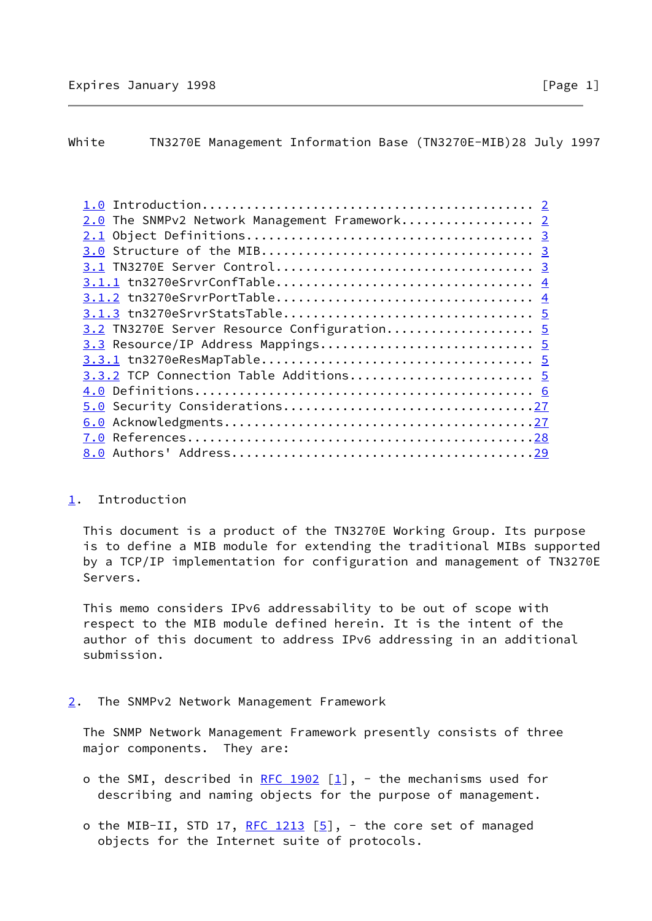1.0 Introduction........................................... 2
2.0 The SNMPv2 Network Management Framework................. 2
2.1 Object Definitions..................................... 3
3.0 Structure of the MIB................................... 3
3.1 TN3270E Server Control................................. 3
3.1.1 tn3270eSrvrConfTable................................. 4
3.1.2 tn3270eSrvrPortTable................................. 4
3.1.3 tn3270eSrvrStatsTable................................ 5
3.2 TN3270E Server Resource Configuration.................. 5
3.3 Resource/IP Address Mappings........................... 5
3.3.1 tn3270eResMapTable................................... 5
3.3.2 TCP Connection Table Additions....................... 5
4.0 Definitions............................................ 6
5.0 Security Considerations................................27
6.0 Acknowledgments........................................27
7.0 References.............................................28
8.0 Authors' Address.......................................29

## 1. Introduction

This document is a product of the TN3270E Working Group. Its purpose is to define a MIB module for extending the traditional MIBs supported by a TCP/IP implementation for configuration and management of TN3270E Servers.

This memo considers IPv6 addressability to be out of scope with respect to the MIB module defined herein. It is the intent of the author of this document to address IPv6 addressing in an additional submission.

## 2. The SNMPv2 Network Management Framework

The SNMP Network Management Framework presently consists of three major components. They are:

- the SMI, described in RFC 1902 [1], - the mechanisms used for describing and naming objects for the purpose of management.
- the MIB-II, STD 17, RFC 1213 [5], - the core set of managed objects for the Internet suite of protocols.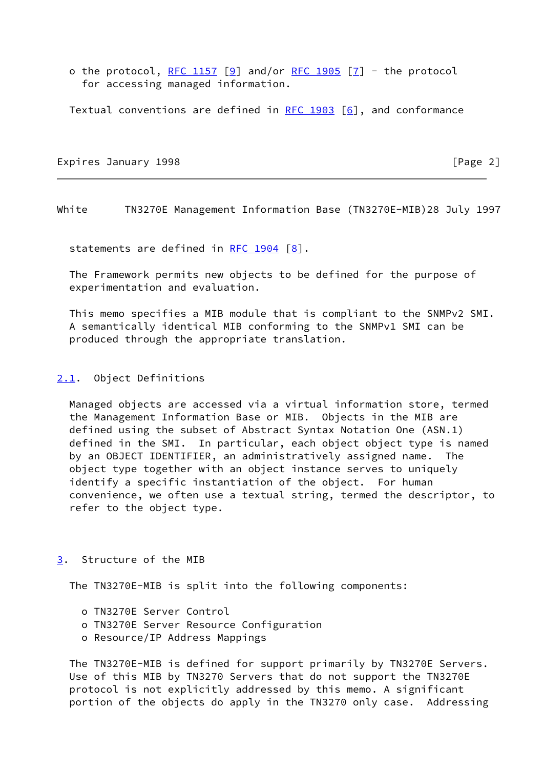o the protocol, RFC 1157 [9] and/or RFC 1905 [7] - the protocol for accessing managed information.

Textual conventions are defined in RFC 1903 [6], and conformance statements are defined in RFC 1904 [8].

The Framework permits new objects to be defined for the purpose of experimentation and evaluation.

This memo specifies a MIB module that is compliant to the SNMPv2 SMI. A semantically identical MIB conforming to the SNMPv1 SMI can be produced through the appropriate translation.

## 2.1. Object Definitions

Managed objects are accessed via a virtual information store, termed the Management Information Base or MIB. Objects in the MIB are defined using the subset of Abstract Syntax Notation One (ASN.1) defined in the SMI. In particular, each object object type is named by an OBJECT IDENTIFIER, an administratively assigned name. The object type together with an object instance serves to uniquely identify a specific instantiation of the object. For human convenience, we often use a textual string, termed the descriptor, to refer to the object type.

# 3. Structure of the MIB

The TN3270E-MIB is split into the following components:

- TN3270E Server Control
- TN3270E Server Resource Configuration
- Resource/IP Address Mappings

The TN3270E-MIB is defined for support primarily by TN3270E Servers. Use of this MIB by TN3270 Servers that do not support the TN3270E protocol is not explicitly addressed by this memo. A significant portion of the objects do apply in the TN3270 only case. Addressing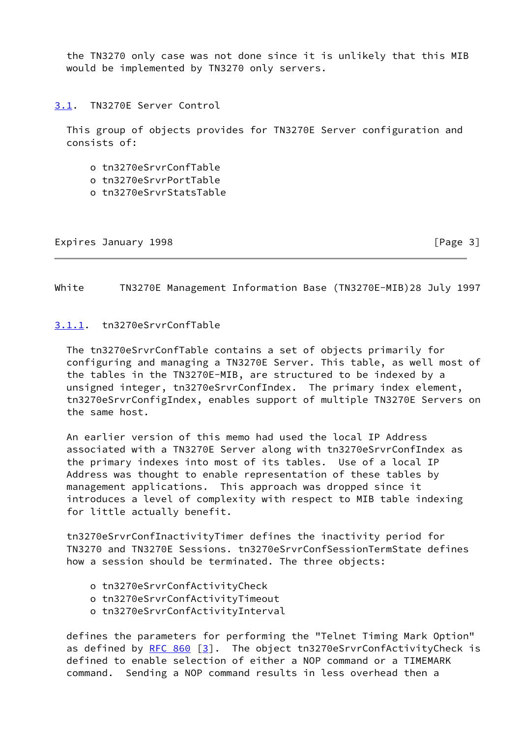the TN3270 only case was not done since it is unlikely that this MIB would be implemented by TN3270 only servers.

## 3.1. TN3270E Server Control

This group of objects provides for TN3270E Server configuration and consists of:

- o tn3270eSrvrConfTable
- o tn3270eSrvrPortTable
- o tn3270eSrvrStatsTable

### 3.1.1. tn3270eSrvrConfTable

The tn3270eSrvrConfTable contains a set of objects primarily for configuring and managing a TN3270E Server. This table, as well most of the tables in the TN3270E-MIB, are structured to be indexed by a unsigned integer, tn3270eSrvrConfIndex. The primary index element, tn3270eSrvrConfigIndex, enables support of multiple TN3270E Servers on the same host.

An earlier version of this memo had used the local IP Address associated with a TN3270E Server along with tn3270eSrvrConfIndex as the primary indexes into most of its tables. Use of a local IP Address was thought to enable representation of these tables by management applications. This approach was dropped since it introduces a level of complexity with respect to MIB table indexing for little actually benefit.

tn3270eSrvrConfInactivityTimer defines the inactivity period for TN3270 and TN3270E Sessions. tn3270eSrvrConfSessionTermState defines how a session should be terminated. The three objects:

- o tn3270eSrvrConfActivityCheck
- o tn3270eSrvrConfActivityTimeout
- o tn3270eSrvrConfActivityInterval

defines the parameters for performing the "Telnet Timing Mark Option" as defined by RFC 860 [3]. The object tn3270eSrvrConfActivityCheck is defined to enable selection of either a NOP command or a TIMEMARK command. Sending a NOP command results in less overhead then a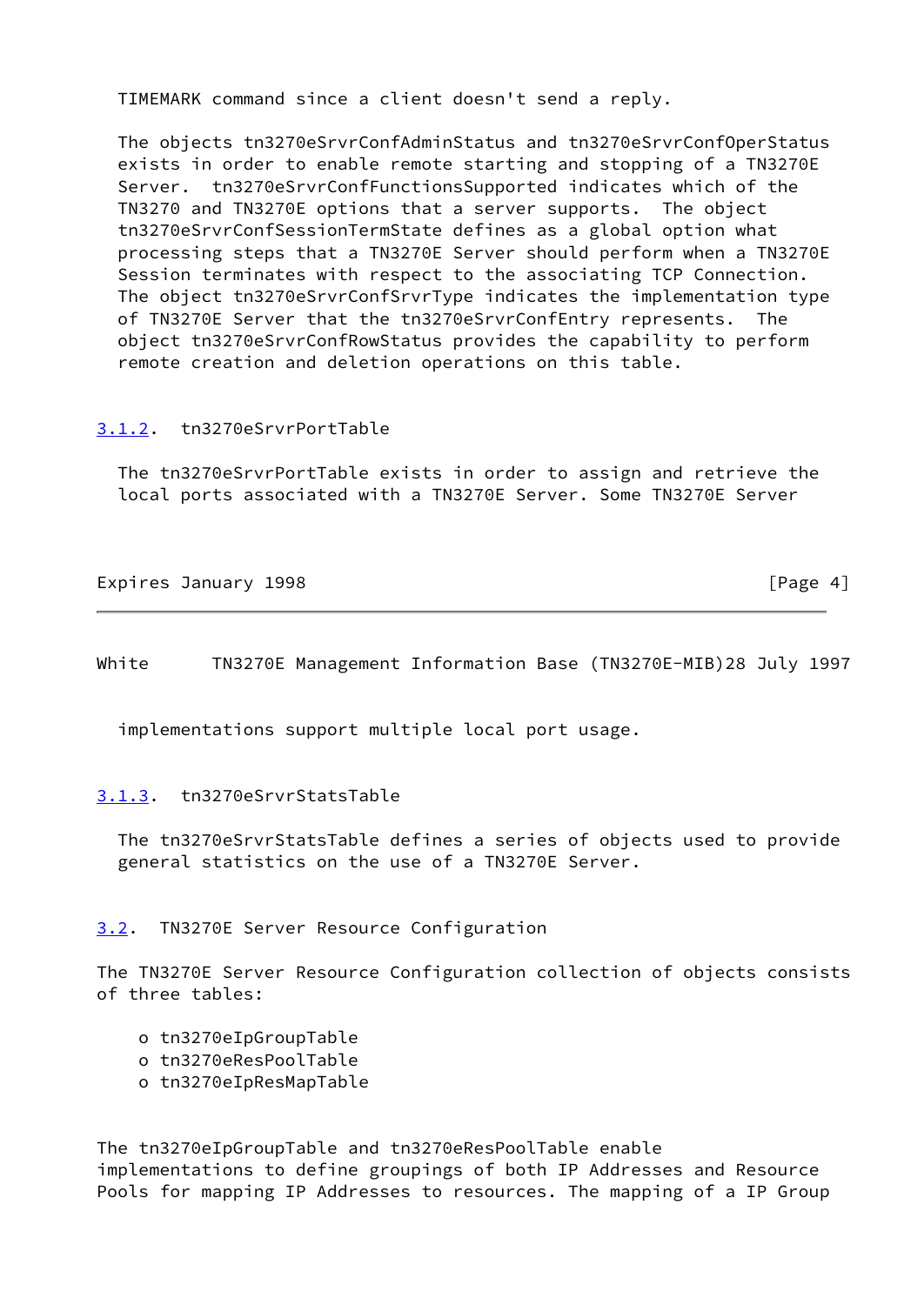TIMEMARK command since a client doesn't send a reply.

The objects tn3270eSrvrConfAdminStatus and tn3270eSrvrConfOperStatus exists in order to enable remote starting and stopping of a TN3270E Server. tn3270eSrvrConfFunctionsSupported indicates which of the TN3270 and TN3270E options that a server supports. The object tn3270eSrvrConfSessionTermState defines as a global option what processing steps that a TN3270E Server should perform when a TN3270E Session terminates with respect to the associating TCP Connection. The object tn3270eSrvrConfSrvrType indicates the implementation type of TN3270E Server that the tn3270eSrvrConfEntry represents. The object tn3270eSrvrConfRowStatus provides the capability to perform remote creation and deletion operations on this table.

### 3.1.2. tn3270eSrvrPortTable

The tn3270eSrvrPortTable exists in order to assign and retrieve the local ports associated with a TN3270E Server. Some TN3270E Server implementations support multiple local port usage.

### 3.1.3. tn3270eSrvrStatsTable

The tn3270eSrvrStatsTable defines a series of objects used to provide general statistics on the use of a TN3270E Server.

## 3.2. TN3270E Server Resource Configuration

The TN3270E Server Resource Configuration collection of objects consists of three tables:

- tn3270eIpGroupTable
- tn3270eResPoolTable
- tn3270eIpResMapTable

The tn3270eIpGroupTable and tn3270eResPoolTable enable implementations to define groupings of both IP Addresses and Resource Pools for mapping IP Addresses to resources. The mapping of a IP Group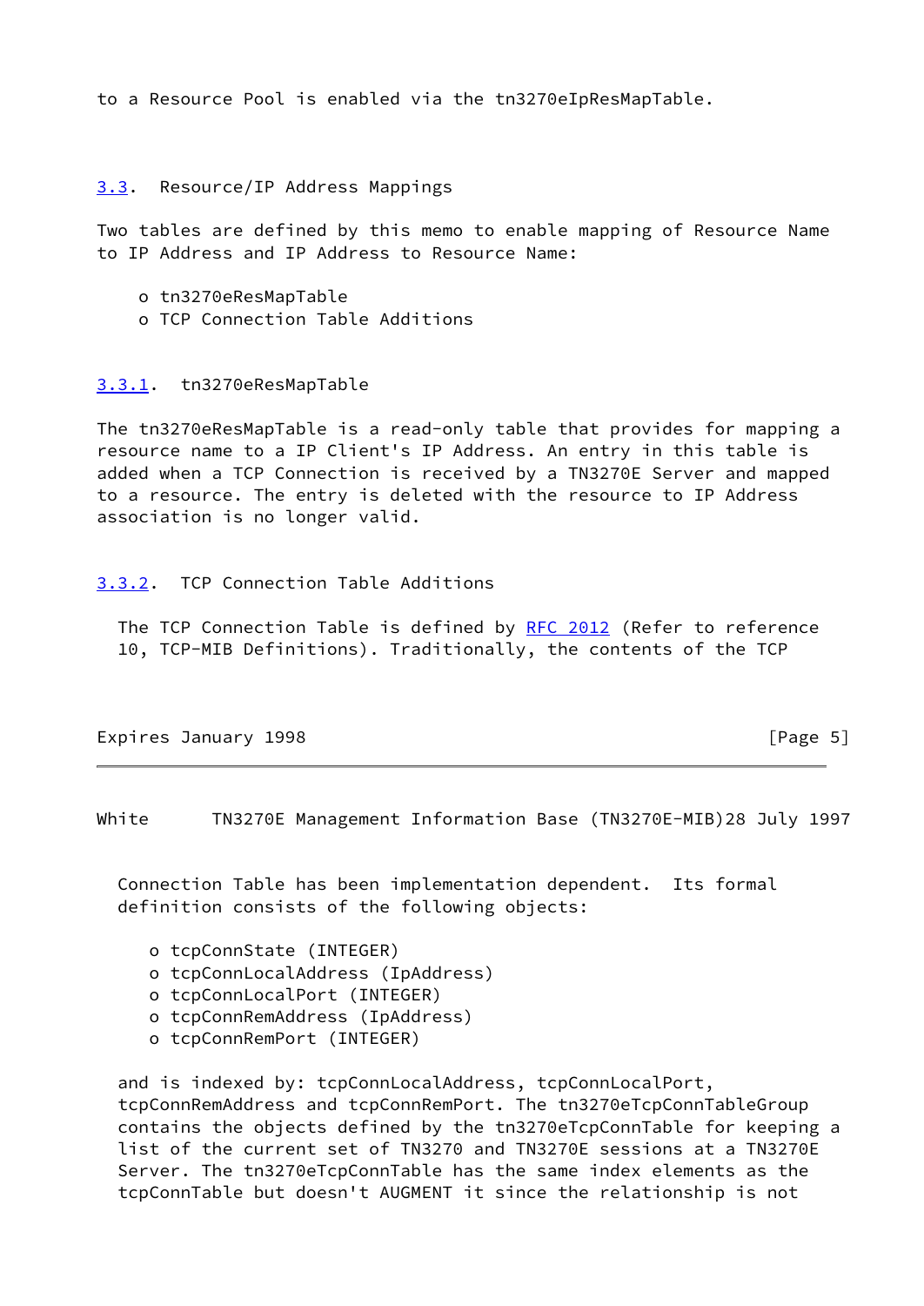to a Resource Pool is enabled via the tn3270eIpResMapTable.

### 3.3. Resource/IP Address Mappings

Two tables are defined by this memo to enable mapping of Resource Name to IP Address and IP Address to Resource Name:

- o tn3270eResMapTable
- o TCP Connection Table Additions

#### 3.3.1. tn3270eResMapTable

The tn3270eResMapTable is a read-only table that provides for mapping a resource name to a IP Client's IP Address. An entry in this table is added when a TCP Connection is received by a TN3270E Server and mapped to a resource. The entry is deleted with the resource to IP Address association is no longer valid.

#### 3.3.2. TCP Connection Table Additions

The TCP Connection Table is defined by RFC 2012 (Refer to reference 10, TCP-MIB Definitions). Traditionally, the contents of the TCP Connection Table has been implementation dependent. Its formal definition consists of the following objects:

- o tcpConnState (INTEGER)
- o tcpConnLocalAddress (IpAddress)
- o tcpConnLocalPort (INTEGER)
- o tcpConnRemAddress (IpAddress)
- o tcpConnRemPort (INTEGER)

and is indexed by: tcpConnLocalAddress, tcpConnLocalPort, tcpConnRemAddress and tcpConnRemPort. The tn3270eTcpConnTableGroup contains the objects defined by the tn3270eTcpConnTable for keeping a list of the current set of TN3270 and TN3270E sessions at a TN3270E Server. The tn3270eTcpConnTable has the same index elements as the tcpConnTable but doesn't AUGMENT it since the relationship is not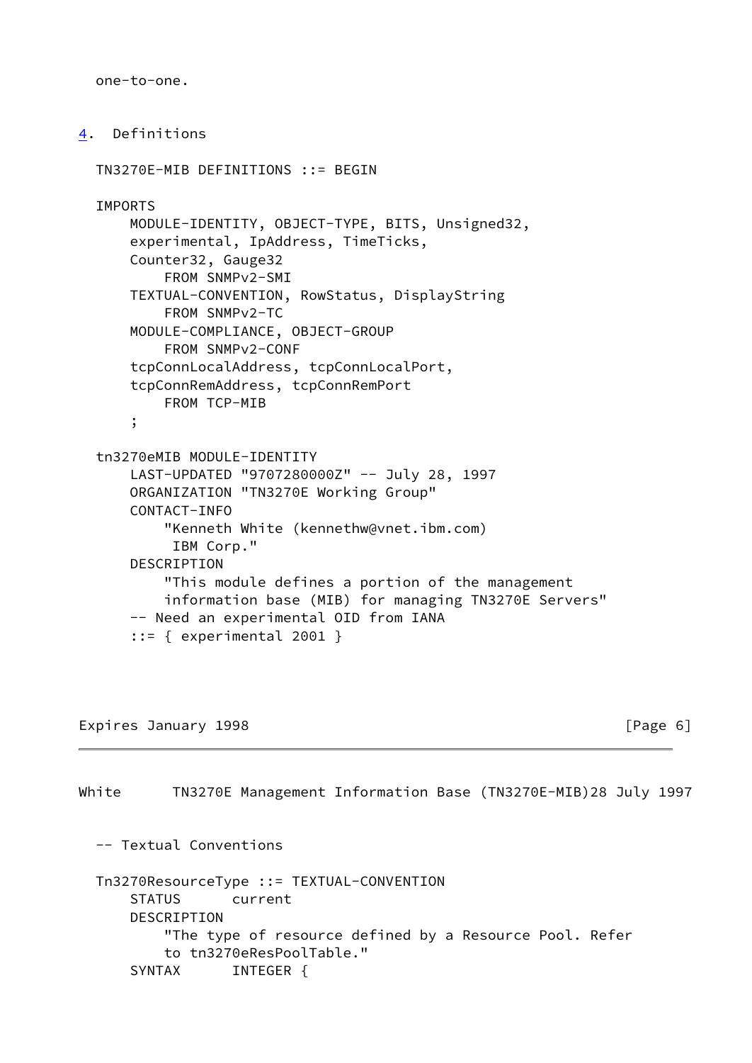one-to-one.

## 4. Definitions

```
TN3270E-MIB DEFINITIONS ::= BEGIN

IMPORTS
    MODULE-IDENTITY, OBJECT-TYPE, BITS, Unsigned32,
    experimental, IpAddress, TimeTicks,
    Counter32, Gauge32
        FROM SNMPv2-SMI
    TEXTUAL-CONVENTION, RowStatus, DisplayString
        FROM SNMPv2-TC
    MODULE-COMPLIANCE, OBJECT-GROUP
        FROM SNMPv2-CONF
    tcpConnLocalAddress, tcpConnLocalPort,
    tcpConnRemAddress, tcpConnRemPort
        FROM TCP-MIB
    ;

tn3270eMIB MODULE-IDENTITY
    LAST-UPDATED "9707280000Z" -- July 28, 1997
    ORGANIZATION "TN3270E Working Group"
    CONTACT-INFO
        "Kenneth White (kennethw@vnet.ibm.com)
         IBM Corp."
    DESCRIPTION
        "This module defines a portion of the management
        information base (MIB) for managing TN3270E Servers"
    -- Need an experimental OID from IANA
    ::= { experimental 2001 }
```

```
-- Textual Conventions

Tn3270ResourceType ::= TEXTUAL-CONVENTION
    STATUS      current
    DESCRIPTION
        "The type of resource defined by a Resource Pool. Refer
        to tn3270eResPoolTable."
    SYNTAX      INTEGER {
```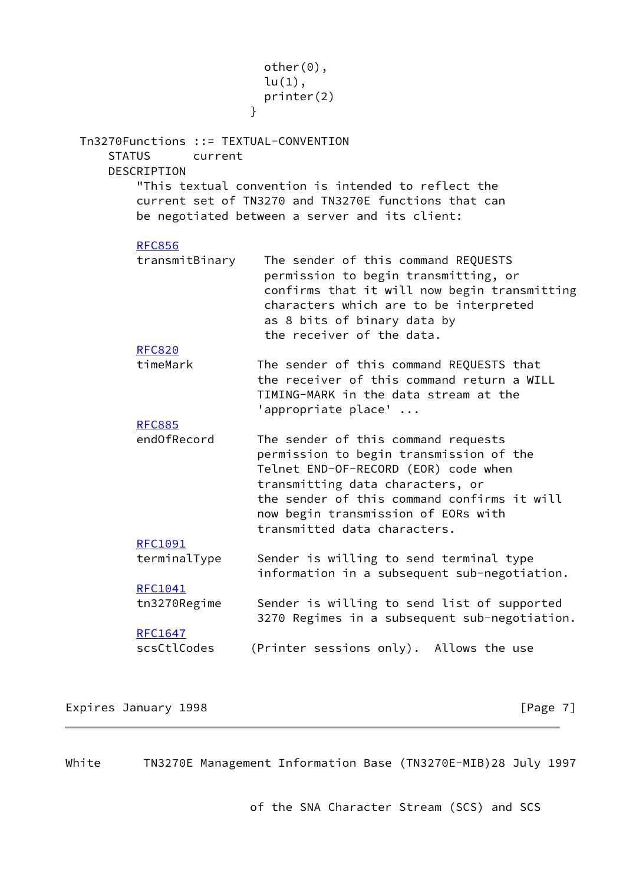```
                                 other(0),
                                 lu(1),
                                 printer(2)
                               }

  Tn3270Functions ::= TEXTUAL-CONVENTION
      STATUS      current
      DESCRIPTION
          "This textual convention is intended to reflect the
          current set of TN3270 and TN3270E functions that can
          be negotiated between a server and its client:

          RFC856
          transmitBinary    The sender of this command REQUESTS
                            permission to begin transmitting, or
                            confirms that it will now begin transmitting
                            characters which are to be interpreted
                            as 8 bits of binary data by
                            the receiver of the data.
          RFC820
          timeMark         The sender of this command REQUESTS that
                           the receiver of this command return a WILL
                           TIMING-MARK in the data stream at the
                           'appropriate place' ...
          RFC885
          endOfRecord      The sender of this command requests
                           permission to begin transmission of the
                           Telnet END-OF-RECORD (EOR) code when
                           transmitting data characters, or
                           the sender of this command confirms it will
                           now begin transmission of EORs with
                           transmitted data characters.
          RFC1091
          terminalType     Sender is willing to send terminal type
                           information in a subsequent sub-negotiation.
          RFC1041
          tn3270Regime     Sender is willing to send list of supported
                           3270 Regimes in a subsequent sub-negotiation.
          RFC1647
          scsCtlCodes     (Printer sessions only).  Allows the use
                          of the SNA Character Stream (SCS) and SCS
```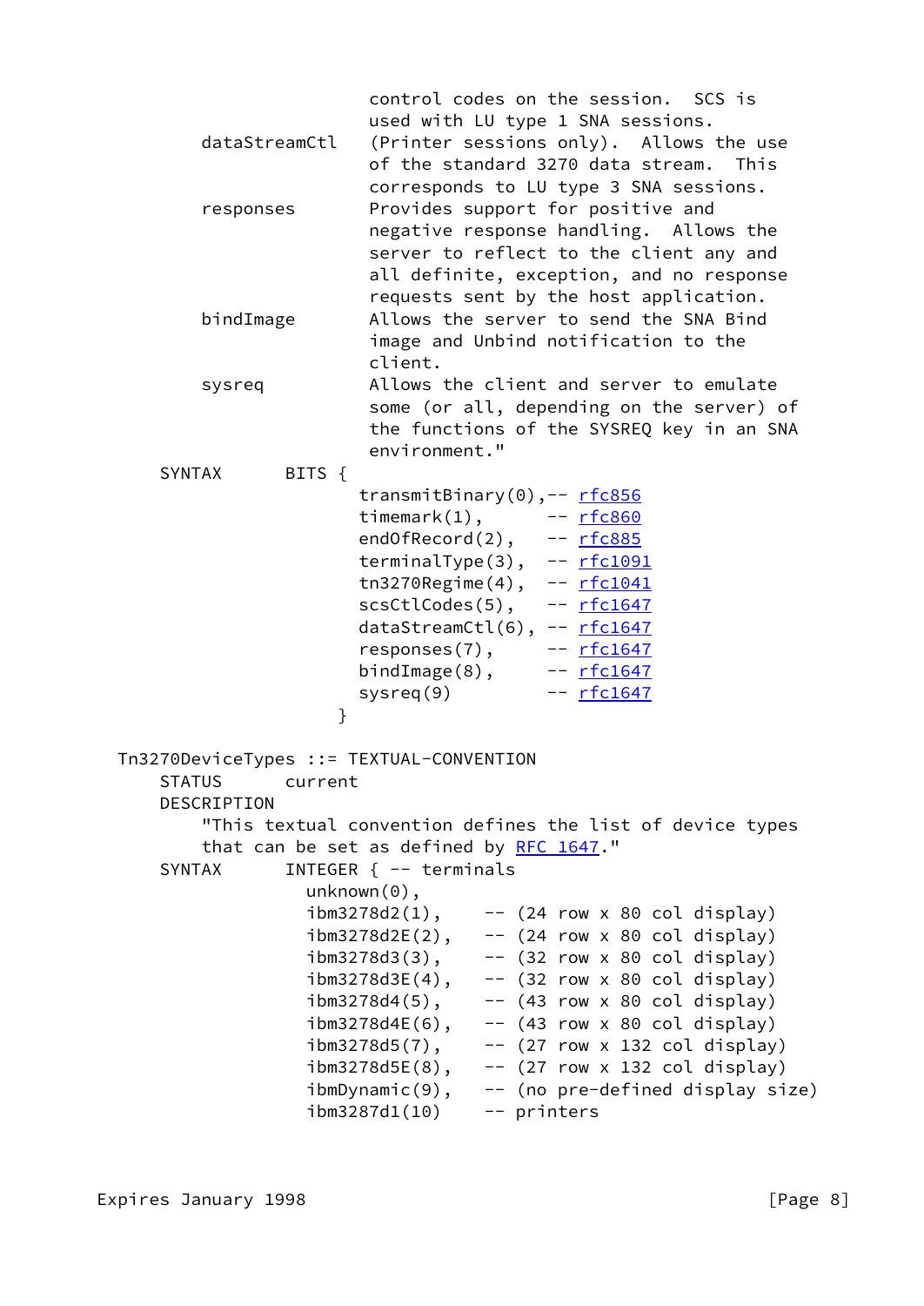```
                         control codes on the session.  SCS is
                         used with LU type 1 SNA sessions.
        dataStreamCtl   (Printer sessions only).  Allows the use
                         of the standard 3270 data stream.  This
                         corresponds to LU type 3 SNA sessions.
        responses        Provides support for positive and
                         negative response handling.  Allows the
                         server to reflect to the client any and
                         all definite, exception, and no response
                         requests sent by the host application.
        bindImage        Allows the server to send the SNA Bind
                         image and Unbind notification to the
                         client.
        sysreq           Allows the client and server to emulate
                         some (or all, depending on the server) of
                         the functions of the SYSREQ key in an SNA
                         environment."
      SYNTAX      BITS {
                        transmitBinary(0),-- rfc856
                        timemark(1),       -- rfc860
                        endOfRecord(2),    -- rfc885
                        terminalType(3),   -- rfc1091
                        tn3270Regime(4),   -- rfc1041
                        scsCtlCodes(5),    -- rfc1647
                        dataStreamCtl(6),  -- rfc1647
                        responses(7),      -- rfc1647
                        bindImage(8),      -- rfc1647
                        sysreq(9)          -- rfc1647
                      }

  Tn3270DeviceTypes ::= TEXTUAL-CONVENTION
      STATUS      current
      DESCRIPTION
          "This textual convention defines the list of device types
          that can be set as defined by RFC 1647."
      SYNTAX      INTEGER { -- terminals
                    unknown(0),
                    ibm3278d2(1),    -- (24 row x 80 col display)
                    ibm3278d2E(2),   -- (24 row x 80 col display)
                    ibm3278d3(3),    -- (32 row x 80 col display)
                    ibm3278d3E(4),   -- (32 row x 80 col display)
                    ibm3278d4(5),    -- (43 row x 80 col display)
                    ibm3278d4E(6),   -- (43 row x 80 col display)
                    ibm3278d5(7),    -- (27 row x 132 col display)
                    ibm3278d5E(8),   -- (27 row x 132 col display)
                    ibmDynamic(9),   -- (no pre-defined display size)
                    ibm3287d1(10)    -- printers
```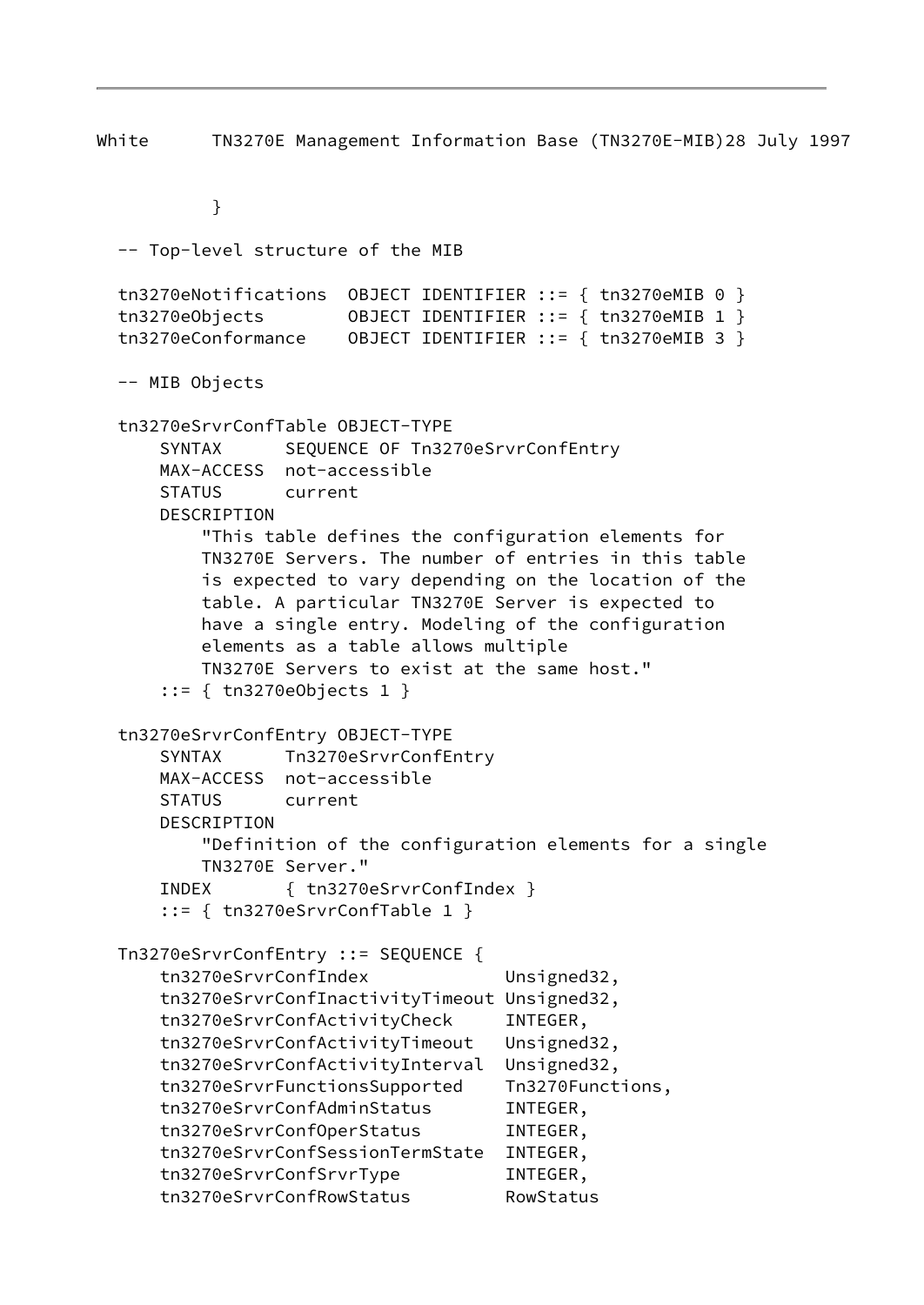```
          }

  -- Top-level structure of the MIB

  tn3270eNotifications  OBJECT IDENTIFIER ::= { tn3270eMIB 0 }
  tn3270eObjects        OBJECT IDENTIFIER ::= { tn3270eMIB 1 }
  tn3270eConformance    OBJECT IDENTIFIER ::= { tn3270eMIB 3 }

  -- MIB Objects

  tn3270eSrvrConfTable OBJECT-TYPE
      SYNTAX      SEQUENCE OF Tn3270eSrvrConfEntry
      MAX-ACCESS  not-accessible
      STATUS      current
      DESCRIPTION
          "This table defines the configuration elements for
          TN3270E Servers. The number of entries in this table
          is expected to vary depending on the location of the
          table. A particular TN3270E Server is expected to
          have a single entry. Modeling of the configuration
          elements as a table allows multiple
          TN3270E Servers to exist at the same host."
      ::= { tn3270eObjects 1 }

  tn3270eSrvrConfEntry OBJECT-TYPE
      SYNTAX      Tn3270eSrvrConfEntry
      MAX-ACCESS  not-accessible
      STATUS      current
      DESCRIPTION
          "Definition of the configuration elements for a single
          TN3270E Server."
      INDEX       { tn3270eSrvrConfIndex }
      ::= { tn3270eSrvrConfTable 1 }

  Tn3270eSrvrConfEntry ::= SEQUENCE {
      tn3270eSrvrConfIndex             Unsigned32,
      tn3270eSrvrConfInactivityTimeout Unsigned32,
      tn3270eSrvrConfActivityCheck     INTEGER,
      tn3270eSrvrConfActivityTimeout   Unsigned32,
      tn3270eSrvrConfActivityInterval  Unsigned32,
      tn3270eSrvrFunctionsSupported    Tn3270Functions,
      tn3270eSrvrConfAdminStatus       INTEGER,
      tn3270eSrvrConfOperStatus        INTEGER,
      tn3270eSrvrConfSessionTermState  INTEGER,
      tn3270eSrvrConfSrvrType          INTEGER,
      tn3270eSrvrConfRowStatus         RowStatus
```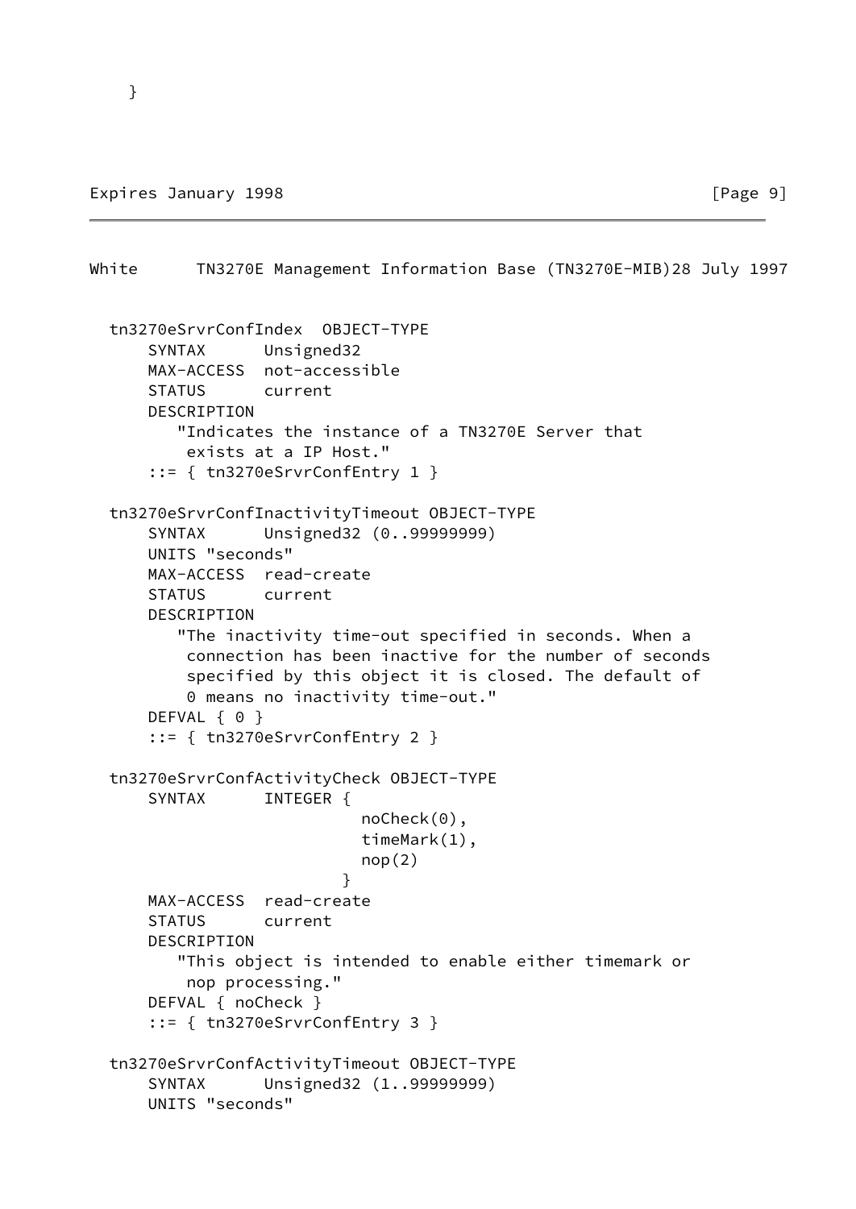```
    }
```

```
  tn3270eSrvrConfIndex  OBJECT-TYPE
      SYNTAX      Unsigned32
      MAX-ACCESS  not-accessible
      STATUS      current
      DESCRIPTION
         "Indicates the instance of a TN3270E Server that
          exists at a IP Host."
      ::= { tn3270eSrvrConfEntry 1 }

  tn3270eSrvrConfInactivityTimeout OBJECT-TYPE
      SYNTAX      Unsigned32 (0..99999999)
      UNITS "seconds"
      MAX-ACCESS  read-create
      STATUS      current
      DESCRIPTION
         "The inactivity time-out specified in seconds. When a
          connection has been inactive for the number of seconds
          specified by this object it is closed. The default of
          0 means no inactivity time-out."
      DEFVAL { 0 }
      ::= { tn3270eSrvrConfEntry 2 }

  tn3270eSrvrConfActivityCheck OBJECT-TYPE
      SYNTAX      INTEGER {
                          noCheck(0),
                          timeMark(1),
                          nop(2)
                        }
      MAX-ACCESS  read-create
      STATUS      current
      DESCRIPTION
         "This object is intended to enable either timemark or
          nop processing."
      DEFVAL { noCheck }
      ::= { tn3270eSrvrConfEntry 3 }

  tn3270eSrvrConfActivityTimeout OBJECT-TYPE
      SYNTAX      Unsigned32 (1..99999999)
      UNITS "seconds"
```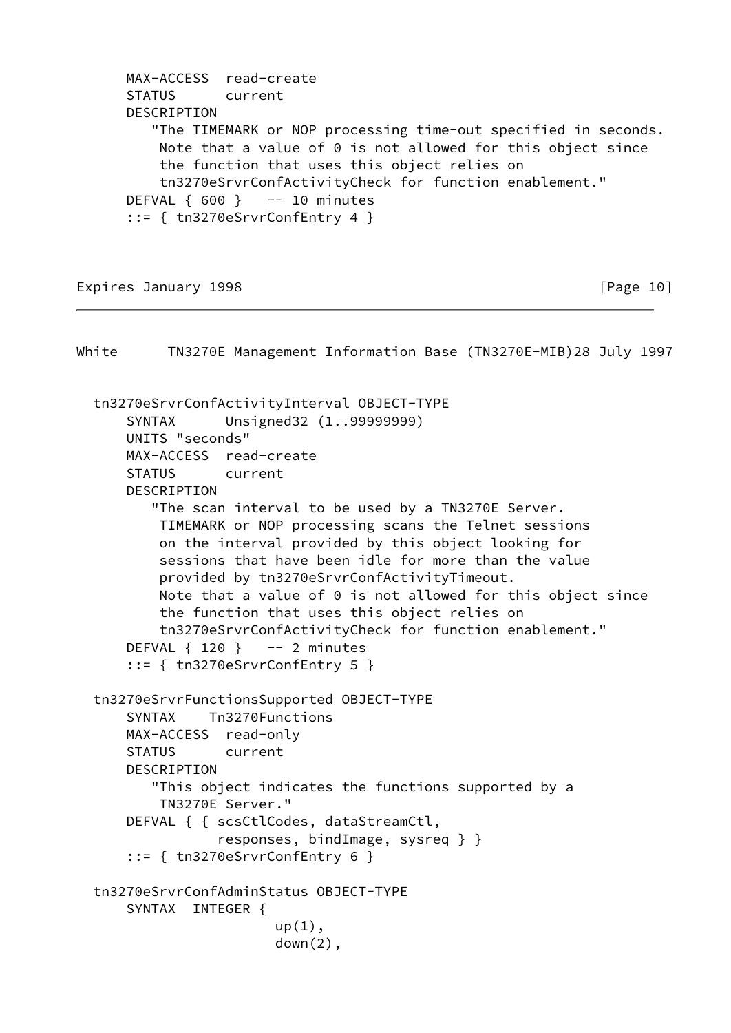```
      MAX-ACCESS  read-create
      STATUS      current
      DESCRIPTION
         "The TIMEMARK or NOP processing time-out specified in seconds.
          Note that a value of 0 is not allowed for this object since
          the function that uses this object relies on
          tn3270eSrvrConfActivityCheck for function enablement."
      DEFVAL { 600 }   -- 10 minutes
      ::= { tn3270eSrvrConfEntry 4 }
```

```
  tn3270eSrvrConfActivityInterval OBJECT-TYPE
      SYNTAX      Unsigned32 (1..99999999)
      UNITS "seconds"
      MAX-ACCESS  read-create
      STATUS      current
      DESCRIPTION
         "The scan interval to be used by a TN3270E Server.
          TIMEMARK or NOP processing scans the Telnet sessions
          on the interval provided by this object looking for
          sessions that have been idle for more than the value
          provided by tn3270eSrvrConfActivityTimeout.
          Note that a value of 0 is not allowed for this object since
          the function that uses this object relies on
          tn3270eSrvrConfActivityCheck for function enablement."
      DEFVAL { 120 }   -- 2 minutes
      ::= { tn3270eSrvrConfEntry 5 }

  tn3270eSrvrFunctionsSupported OBJECT-TYPE
      SYNTAX    Tn3270Functions
      MAX-ACCESS  read-only
      STATUS      current
      DESCRIPTION
         "This object indicates the functions supported by a
          TN3270E Server."
      DEFVAL { { scsCtlCodes, dataStreamCtl,
                 responses, bindImage, sysreq } }
      ::= { tn3270eSrvrConfEntry 6 }

  tn3270eSrvrConfAdminStatus OBJECT-TYPE
      SYNTAX  INTEGER {
                       up(1),
                       down(2),
```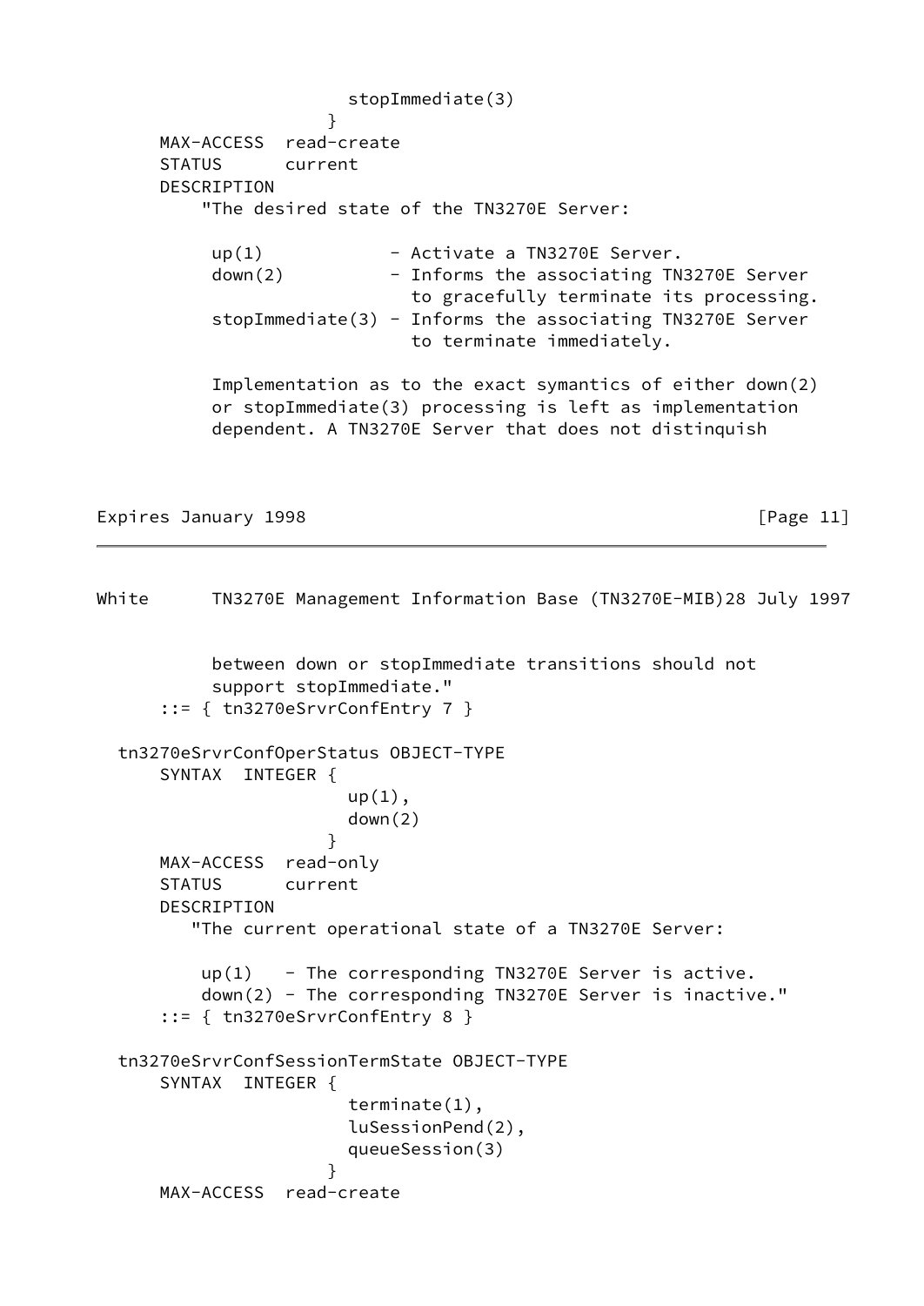```
                        stopImmediate(3)
                      }
      MAX-ACCESS  read-create
      STATUS      current
      DESCRIPTION
          "The desired state of the TN3270E Server:

           up(1)            - Activate a TN3270E Server.
           down(2)          - Informs the associating TN3270E Server
                              to gracefully terminate its processing.
           stopImmediate(3) - Informs the associating TN3270E Server
                              to terminate immediately.

           Implementation as to the exact symantics of either down(2)
           or stopImmediate(3) processing is left as implementation
           dependent. A TN3270E Server that does not distinquish
           between down or stopImmediate transitions should not
           support stopImmediate."
      ::= { tn3270eSrvrConfEntry 7 }

  tn3270eSrvrConfOperStatus OBJECT-TYPE
      SYNTAX  INTEGER {
                        up(1),
                        down(2)
                      }
      MAX-ACCESS  read-only
      STATUS      current
      DESCRIPTION
         "The current operational state of a TN3270E Server:

          up(1)   - The corresponding TN3270E Server is active.
          down(2) - The corresponding TN3270E Server is inactive."
      ::= { tn3270eSrvrConfEntry 8 }

  tn3270eSrvrConfSessionTermState OBJECT-TYPE
      SYNTAX  INTEGER {
                        terminate(1),
                        luSessionPend(2),
                        queueSession(3)
                      }
      MAX-ACCESS  read-create
```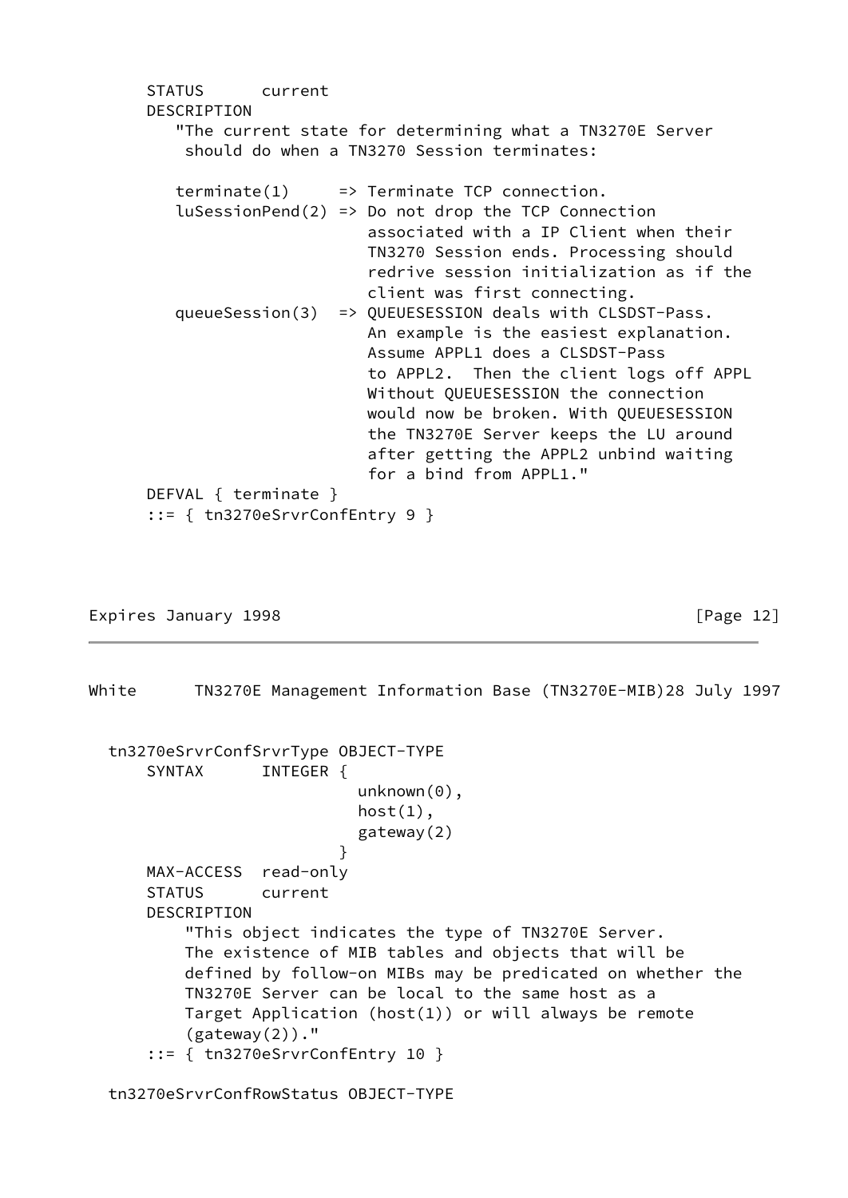```
      STATUS      current
      DESCRIPTION
         "The current state for determining what a TN3270E Server
          should do when a TN3270 Session terminates:

         terminate(1)     => Terminate TCP connection.
         luSessionPend(2) => Do not drop the TCP Connection
                             associated with a IP Client when their
                             TN3270 Session ends. Processing should
                             redrive session initialization as if the
                             client was first connecting.
         queueSession(3)  => QUEUESESSION deals with CLSDST-Pass.
                             An example is the easiest explanation.
                             Assume APPL1 does a CLSDST-Pass
                             to APPL2.  Then the client logs off APPL
                             Without QUEUESESSION the connection
                             would now be broken. With QUEUESESSION
                             the TN3270E Server keeps the LU around
                             after getting the APPL2 unbind waiting
                             for a bind from APPL1."
      DEFVAL { terminate }
      ::= { tn3270eSrvrConfEntry 9 }
```

```
  tn3270eSrvrConfSrvrType OBJECT-TYPE
      SYNTAX      INTEGER {
                            unknown(0),
                            host(1),
                            gateway(2)
                          }
      MAX-ACCESS  read-only
      STATUS      current
      DESCRIPTION
          "This object indicates the type of TN3270E Server.
          The existence of MIB tables and objects that will be
          defined by follow-on MIBs may be predicated on whether the
          TN3270E Server can be local to the same host as a
          Target Application (host(1)) or will always be remote
          (gateway(2))."
      ::= { tn3270eSrvrConfEntry 10 }

  tn3270eSrvrConfRowStatus OBJECT-TYPE
```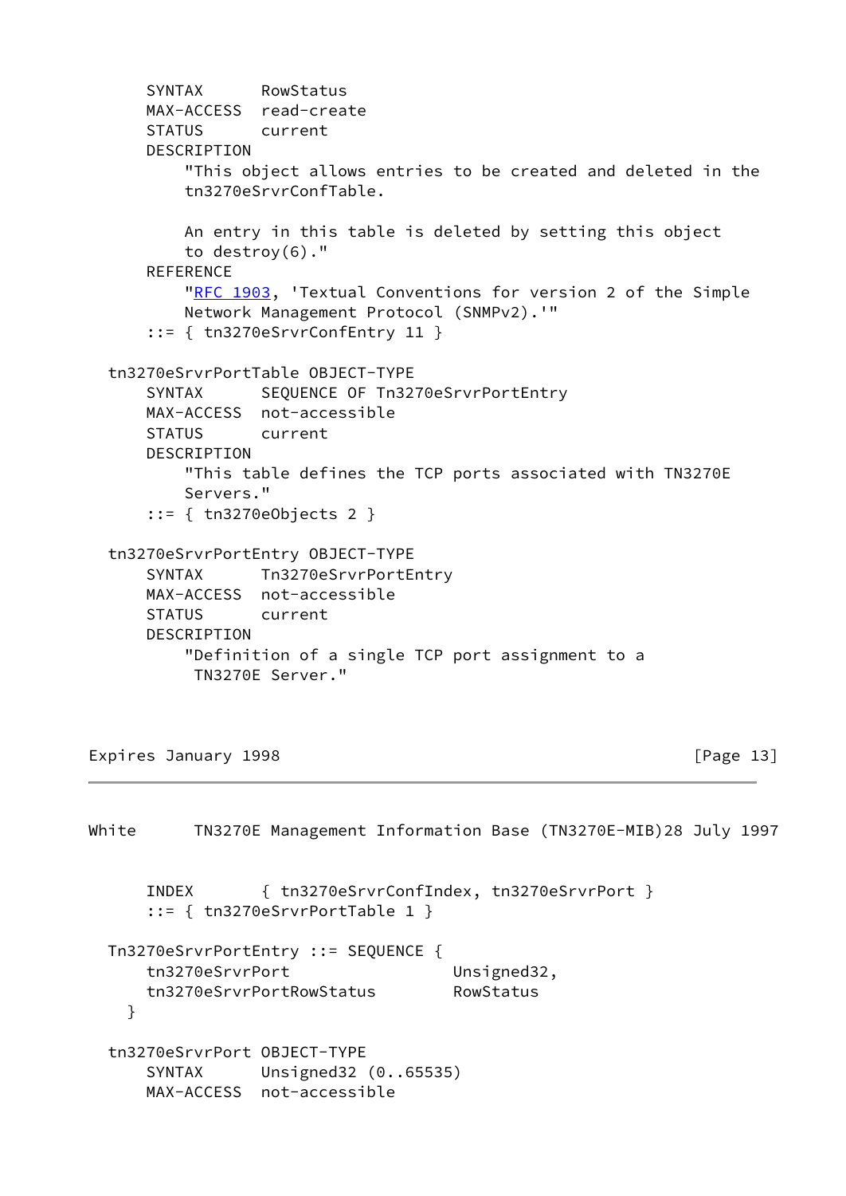```
      SYNTAX      RowStatus
      MAX-ACCESS  read-create
      STATUS      current
      DESCRIPTION
          "This object allows entries to be created and deleted in the
          tn3270eSrvrConfTable.

          An entry in this table is deleted by setting this object
          to destroy(6)."
      REFERENCE
          "RFC 1903, 'Textual Conventions for version 2 of the Simple
          Network Management Protocol (SNMPv2).'"
      ::= { tn3270eSrvrConfEntry 11 }

  tn3270eSrvrPortTable OBJECT-TYPE
      SYNTAX      SEQUENCE OF Tn3270eSrvrPortEntry
      MAX-ACCESS  not-accessible
      STATUS      current
      DESCRIPTION
          "This table defines the TCP ports associated with TN3270E
          Servers."
      ::= { tn3270eObjects 2 }

  tn3270eSrvrPortEntry OBJECT-TYPE
      SYNTAX      Tn3270eSrvrPortEntry
      MAX-ACCESS  not-accessible
      STATUS      current
      DESCRIPTION
          "Definition of a single TCP port assignment to a
           TN3270E Server."
      INDEX       { tn3270eSrvrConfIndex, tn3270eSrvrPort }
      ::= { tn3270eSrvrPortTable 1 }

  Tn3270eSrvrPortEntry ::= SEQUENCE {
      tn3270eSrvrPort                 Unsigned32,
      tn3270eSrvrPortRowStatus        RowStatus
    }

  tn3270eSrvrPort OBJECT-TYPE
      SYNTAX      Unsigned32 (0..65535)
      MAX-ACCESS  not-accessible
```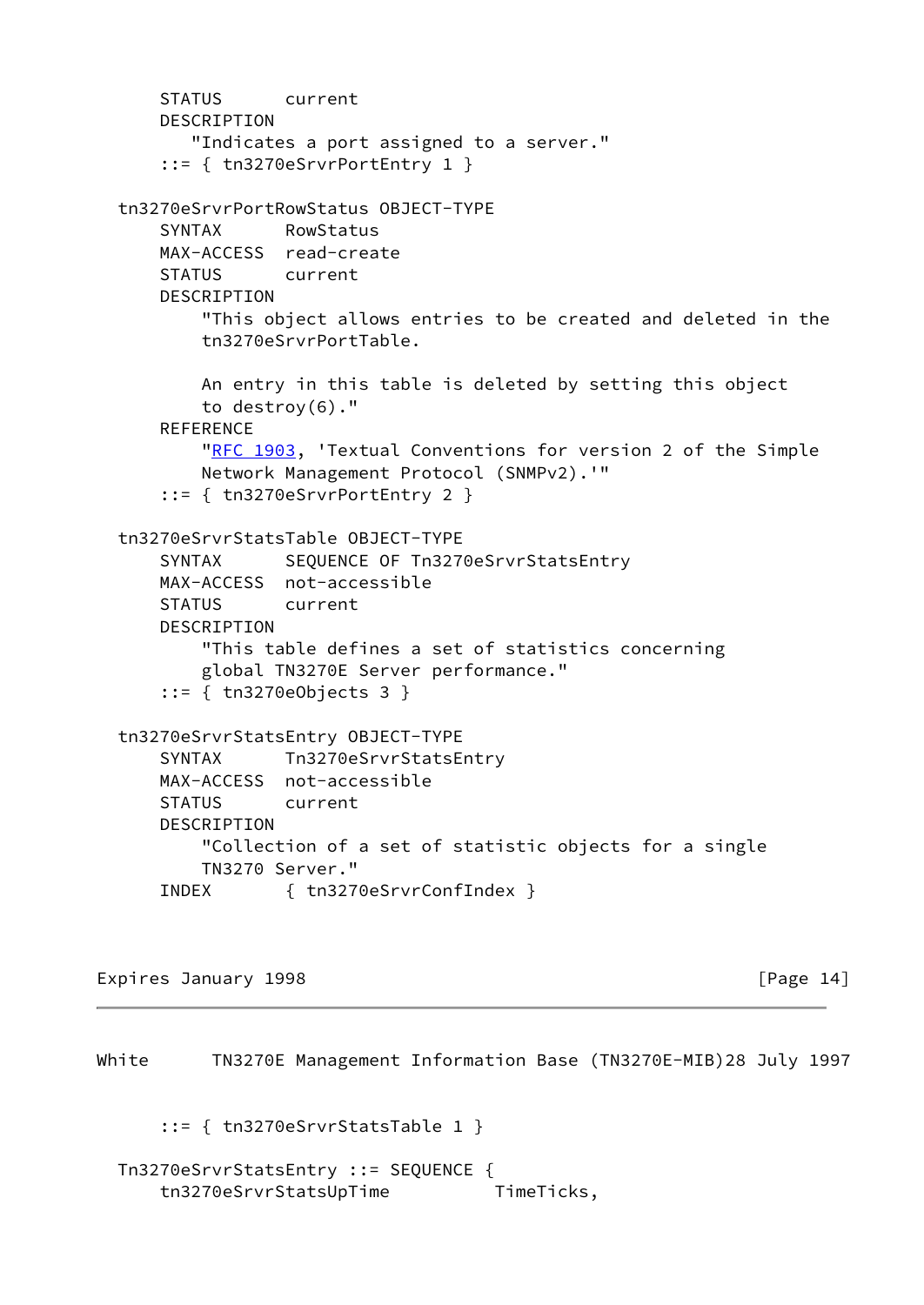```
      STATUS      current
      DESCRIPTION
         "Indicates a port assigned to a server."
      ::= { tn3270eSrvrPortEntry 1 }

  tn3270eSrvrPortRowStatus OBJECT-TYPE
      SYNTAX      RowStatus
      MAX-ACCESS  read-create
      STATUS      current
      DESCRIPTION
          "This object allows entries to be created and deleted in the
          tn3270eSrvrPortTable.

          An entry in this table is deleted by setting this object
          to destroy(6)."
      REFERENCE
          "RFC 1903, 'Textual Conventions for version 2 of the Simple
          Network Management Protocol (SNMPv2).'"
      ::= { tn3270eSrvrPortEntry 2 }

  tn3270eSrvrStatsTable OBJECT-TYPE
      SYNTAX      SEQUENCE OF Tn3270eSrvrStatsEntry
      MAX-ACCESS  not-accessible
      STATUS      current
      DESCRIPTION
          "This table defines a set of statistics concerning
          global TN3270E Server performance."
      ::= { tn3270eObjects 3 }

  tn3270eSrvrStatsEntry OBJECT-TYPE
      SYNTAX      Tn3270eSrvrStatsEntry
      MAX-ACCESS  not-accessible
      STATUS      current
      DESCRIPTION
          "Collection of a set of statistic objects for a single
          TN3270 Server."
      INDEX       { tn3270eSrvrConfIndex }
      ::= { tn3270eSrvrStatsTable 1 }

  Tn3270eSrvrStatsEntry ::= SEQUENCE {
      tn3270eSrvrStatsUpTime          TimeTicks,
```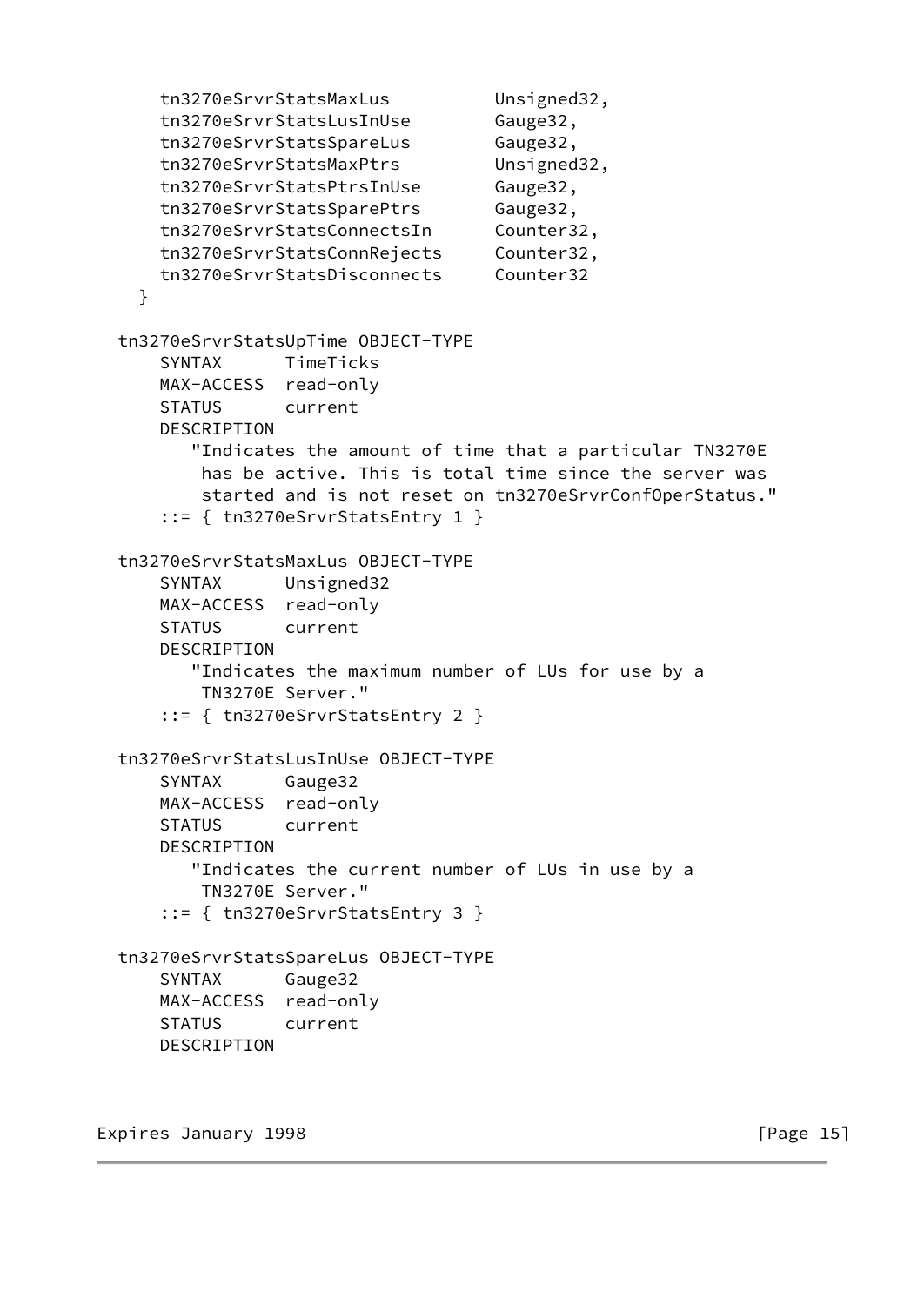```
      tn3270eSrvrStatsMaxLus          Unsigned32,
      tn3270eSrvrStatsLusInUse        Gauge32,
      tn3270eSrvrStatsSpareLus        Gauge32,
      tn3270eSrvrStatsMaxPtrs         Unsigned32,
      tn3270eSrvrStatsPtrsInUse       Gauge32,
      tn3270eSrvrStatsSparePtrs       Gauge32,
      tn3270eSrvrStatsConnectsIn      Counter32,
      tn3270eSrvrStatsConnRejects     Counter32,
      tn3270eSrvrStatsDisconnects     Counter32
    }

  tn3270eSrvrStatsUpTime OBJECT-TYPE
      SYNTAX      TimeTicks
      MAX-ACCESS  read-only
      STATUS      current
      DESCRIPTION
         "Indicates the amount of time that a particular TN3270E
          has be active. This is total time since the server was
          started and is not reset on tn3270eSrvrConfOperStatus."
      ::= { tn3270eSrvrStatsEntry 1 }

  tn3270eSrvrStatsMaxLus OBJECT-TYPE
      SYNTAX      Unsigned32
      MAX-ACCESS  read-only
      STATUS      current
      DESCRIPTION
         "Indicates the maximum number of LUs for use by a
          TN3270E Server."
      ::= { tn3270eSrvrStatsEntry 2 }

  tn3270eSrvrStatsLusInUse OBJECT-TYPE
      SYNTAX      Gauge32
      MAX-ACCESS  read-only
      STATUS      current
      DESCRIPTION
         "Indicates the current number of LUs in use by a
          TN3270E Server."
      ::= { tn3270eSrvrStatsEntry 3 }

  tn3270eSrvrStatsSpareLus OBJECT-TYPE
      SYNTAX      Gauge32
      MAX-ACCESS  read-only
      STATUS      current
      DESCRIPTION
```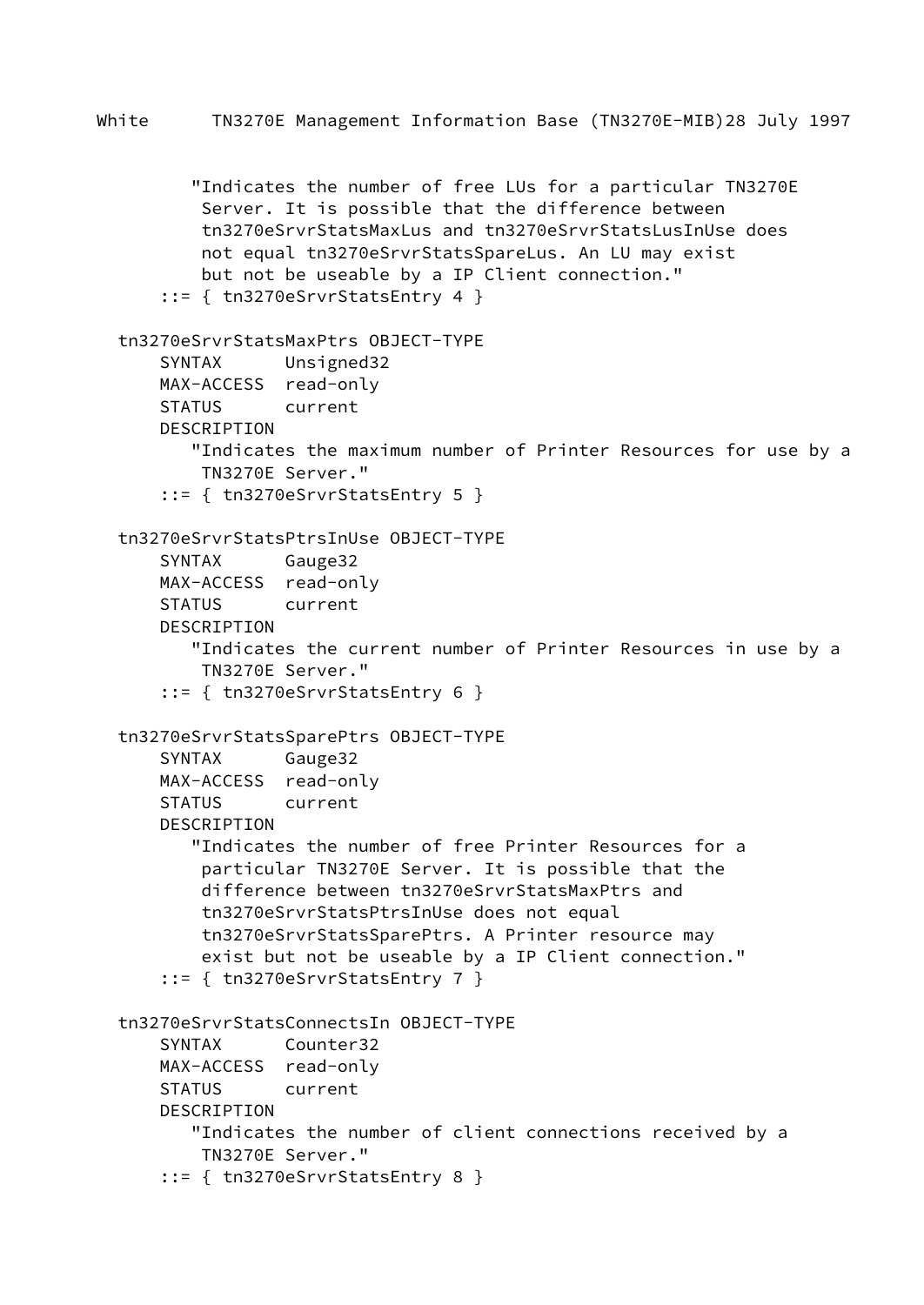```
         "Indicates the number of free LUs for a particular TN3270E
          Server. It is possible that the difference between
          tn3270eSrvrStatsMaxLus and tn3270eSrvrStatsLusInUse does
          not equal tn3270eSrvrStatsSpareLus. An LU may exist
          but not be useable by a IP Client connection."
      ::= { tn3270eSrvrStatsEntry 4 }

  tn3270eSrvrStatsMaxPtrs OBJECT-TYPE
      SYNTAX      Unsigned32
      MAX-ACCESS  read-only
      STATUS      current
      DESCRIPTION
         "Indicates the maximum number of Printer Resources for use by a
          TN3270E Server."
      ::= { tn3270eSrvrStatsEntry 5 }

  tn3270eSrvrStatsPtrsInUse OBJECT-TYPE
      SYNTAX      Gauge32
      MAX-ACCESS  read-only
      STATUS      current
      DESCRIPTION
         "Indicates the current number of Printer Resources in use by a
          TN3270E Server."
      ::= { tn3270eSrvrStatsEntry 6 }

  tn3270eSrvrStatsSparePtrs OBJECT-TYPE
      SYNTAX      Gauge32
      MAX-ACCESS  read-only
      STATUS      current
      DESCRIPTION
         "Indicates the number of free Printer Resources for a
          particular TN3270E Server. It is possible that the
          difference between tn3270eSrvrStatsMaxPtrs and
          tn3270eSrvrStatsPtrsInUse does not equal
          tn3270eSrvrStatsSparePtrs. A Printer resource may
          exist but not be useable by a IP Client connection."
      ::= { tn3270eSrvrStatsEntry 7 }

  tn3270eSrvrStatsConnectsIn OBJECT-TYPE
      SYNTAX      Counter32
      MAX-ACCESS  read-only
      STATUS      current
      DESCRIPTION
         "Indicates the number of client connections received by a
          TN3270E Server."
      ::= { tn3270eSrvrStatsEntry 8 }
```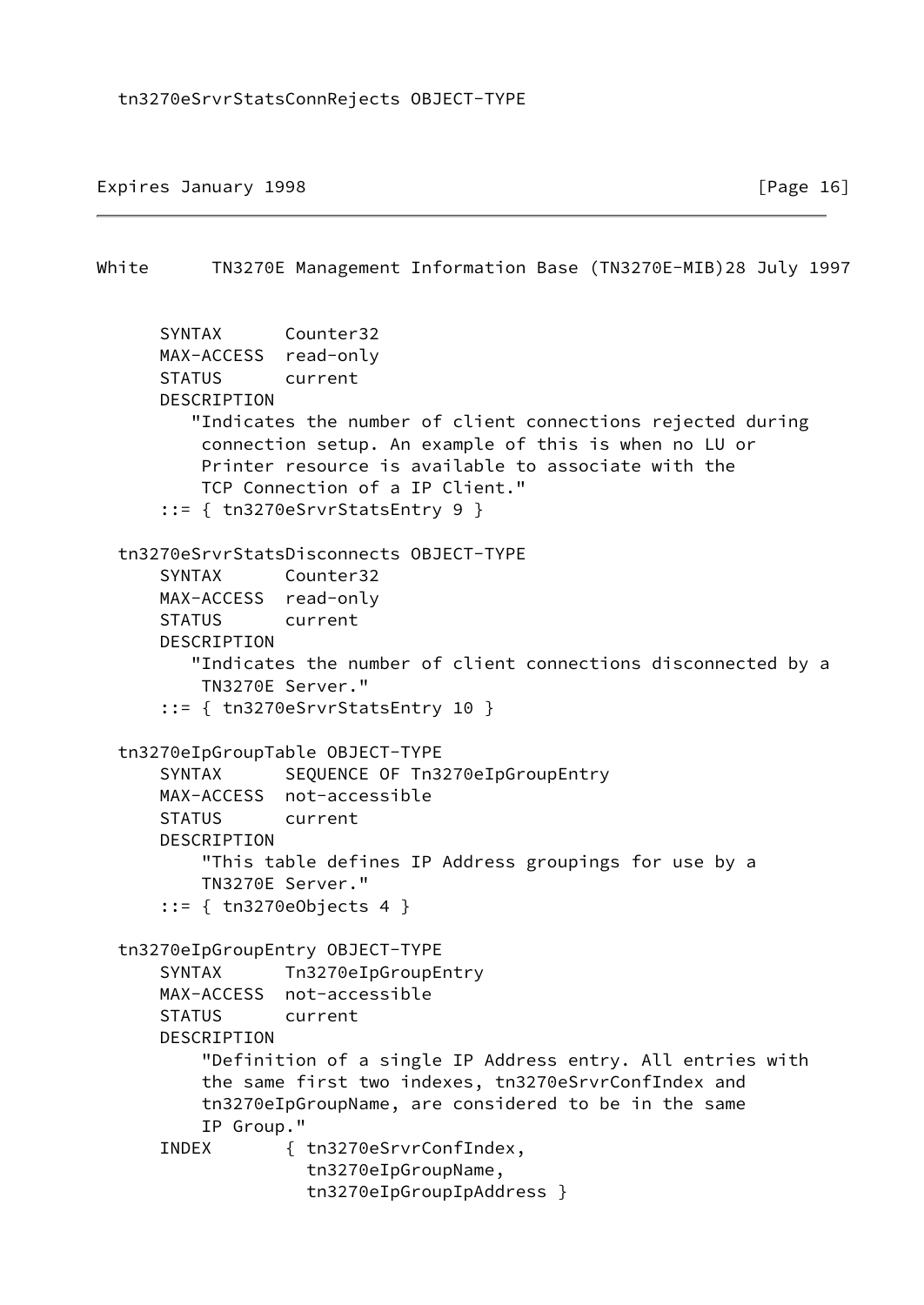```
  tn3270eSrvrStatsConnRejects OBJECT-TYPE
      SYNTAX      Counter32
      MAX-ACCESS  read-only
      STATUS      current
      DESCRIPTION
         "Indicates the number of client connections rejected during
          connection setup. An example of this is when no LU or
          Printer resource is available to associate with the
          TCP Connection of a IP Client."
      ::= { tn3270eSrvrStatsEntry 9 }

  tn3270eSrvrStatsDisconnects OBJECT-TYPE
      SYNTAX      Counter32
      MAX-ACCESS  read-only
      STATUS      current
      DESCRIPTION
         "Indicates the number of client connections disconnected by a
          TN3270E Server."
      ::= { tn3270eSrvrStatsEntry 10 }

  tn3270eIpGroupTable OBJECT-TYPE
      SYNTAX      SEQUENCE OF Tn3270eIpGroupEntry
      MAX-ACCESS  not-accessible
      STATUS      current
      DESCRIPTION
          "This table defines IP Address groupings for use by a
          TN3270E Server."
      ::= { tn3270eObjects 4 }

  tn3270eIpGroupEntry OBJECT-TYPE
      SYNTAX      Tn3270eIpGroupEntry
      MAX-ACCESS  not-accessible
      STATUS      current
      DESCRIPTION
          "Definition of a single IP Address entry. All entries with
          the same first two indexes, tn3270eSrvrConfIndex and
          tn3270eIpGroupName, are considered to be in the same
          IP Group."
      INDEX       { tn3270eSrvrConfIndex,
                    tn3270eIpGroupName,
                    tn3270eIpGroupIpAddress }
```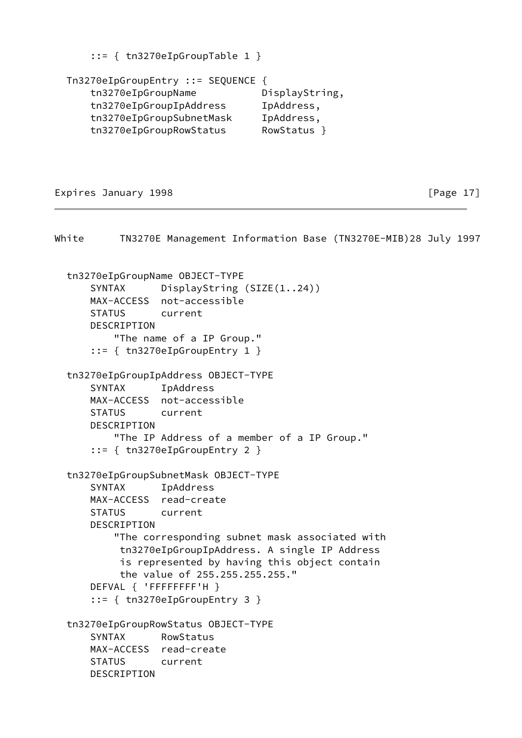```
      ::= { tn3270eIpGroupTable 1 }

  Tn3270eIpGroupEntry ::= SEQUENCE {
      tn3270eIpGroupName           DisplayString,
      tn3270eIpGroupIpAddress      IpAddress,
      tn3270eIpGroupSubnetMask     IpAddress,
      tn3270eIpGroupRowStatus      RowStatus }
```

```
  tn3270eIpGroupName OBJECT-TYPE
      SYNTAX      DisplayString (SIZE(1..24))
      MAX-ACCESS  not-accessible
      STATUS      current
      DESCRIPTION
          "The name of a IP Group."
      ::= { tn3270eIpGroupEntry 1 }

  tn3270eIpGroupIpAddress OBJECT-TYPE
      SYNTAX      IpAddress
      MAX-ACCESS  not-accessible
      STATUS      current
      DESCRIPTION
          "The IP Address of a member of a IP Group."
      ::= { tn3270eIpGroupEntry 2 }

  tn3270eIpGroupSubnetMask OBJECT-TYPE
      SYNTAX      IpAddress
      MAX-ACCESS  read-create
      STATUS      current
      DESCRIPTION
          "The corresponding subnet mask associated with
           tn3270eIpGroupIpAddress. A single IP Address
           is represented by having this object contain
           the value of 255.255.255.255."
      DEFVAL { 'FFFFFFFF'H }
      ::= { tn3270eIpGroupEntry 3 }

  tn3270eIpGroupRowStatus OBJECT-TYPE
      SYNTAX      RowStatus
      MAX-ACCESS  read-create
      STATUS      current
      DESCRIPTION
```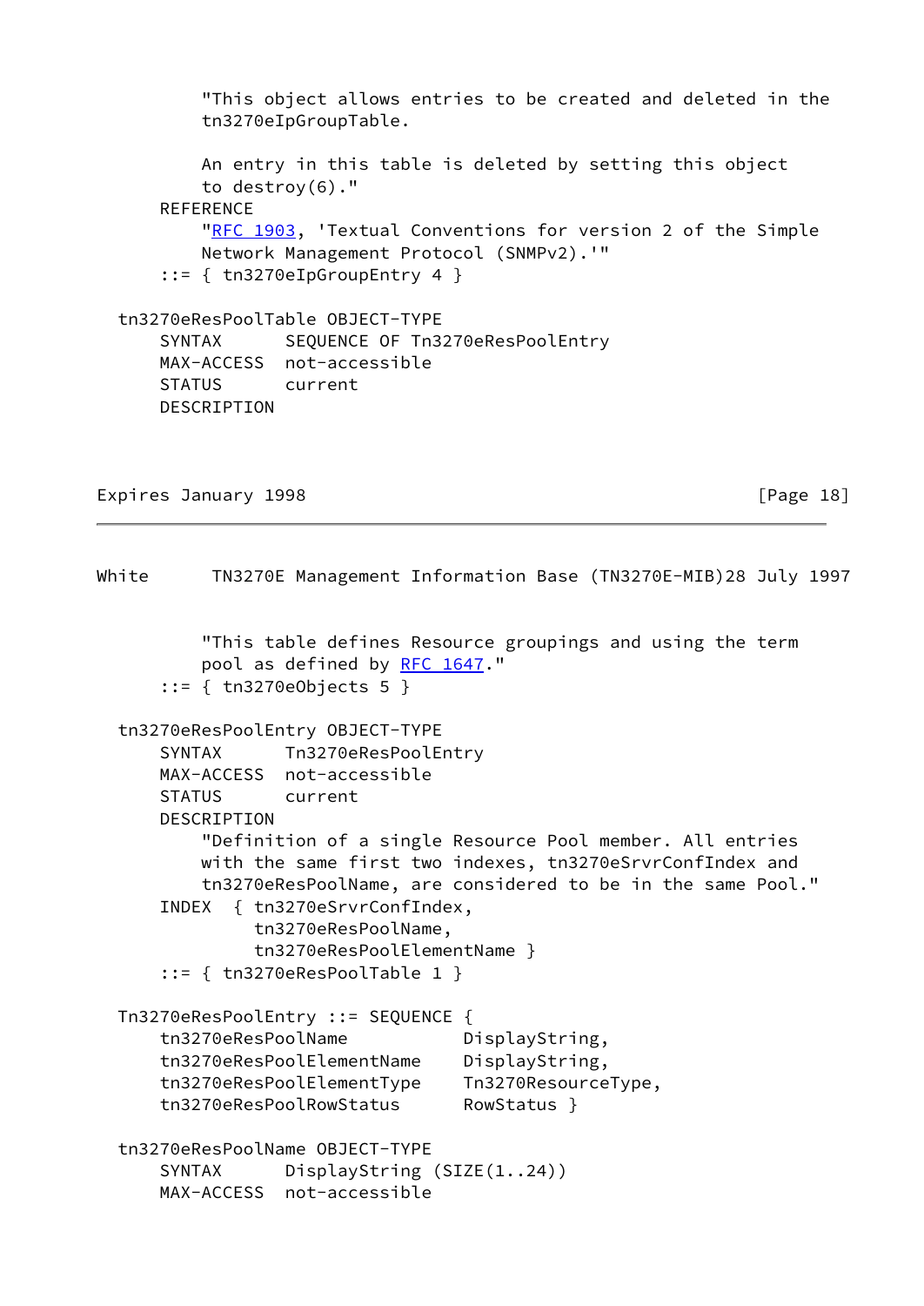```
          "This object allows entries to be created and deleted in the
          tn3270eIpGroupTable.

          An entry in this table is deleted by setting this object
          to destroy(6)."
      REFERENCE
          "RFC 1903, 'Textual Conventions for version 2 of the Simple
          Network Management Protocol (SNMPv2).'"
      ::= { tn3270eIpGroupEntry 4 }

  tn3270eResPoolTable OBJECT-TYPE
      SYNTAX      SEQUENCE OF Tn3270eResPoolEntry
      MAX-ACCESS  not-accessible
      STATUS      current
      DESCRIPTION
          "This table defines Resource groupings and using the term
          pool as defined by RFC 1647."
      ::= { tn3270eObjects 5 }

  tn3270eResPoolEntry OBJECT-TYPE
      SYNTAX      Tn3270eResPoolEntry
      MAX-ACCESS  not-accessible
      STATUS      current
      DESCRIPTION
          "Definition of a single Resource Pool member. All entries
          with the same first two indexes, tn3270eSrvrConfIndex and
          tn3270eResPoolName, are considered to be in the same Pool."
      INDEX  { tn3270eSrvrConfIndex,
               tn3270eResPoolName,
               tn3270eResPoolElementName }
      ::= { tn3270eResPoolTable 1 }

  Tn3270eResPoolEntry ::= SEQUENCE {
      tn3270eResPoolName           DisplayString,
      tn3270eResPoolElementName    DisplayString,
      tn3270eResPoolElementType    Tn3270ResourceType,
      tn3270eResPoolRowStatus      RowStatus }

  tn3270eResPoolName OBJECT-TYPE
      SYNTAX      DisplayString (SIZE(1..24))
      MAX-ACCESS  not-accessible
```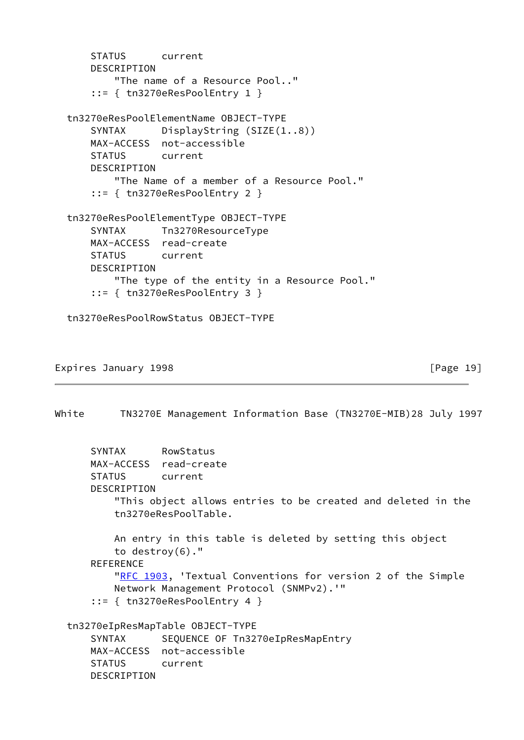```
      STATUS      current
      DESCRIPTION
          "The name of a Resource Pool.."
      ::= { tn3270eResPoolEntry 1 }

  tn3270eResPoolElementName OBJECT-TYPE
      SYNTAX      DisplayString (SIZE(1..8))
      MAX-ACCESS  not-accessible
      STATUS      current
      DESCRIPTION
          "The Name of a member of a Resource Pool."
      ::= { tn3270eResPoolEntry 2 }

  tn3270eResPoolElementType OBJECT-TYPE
      SYNTAX      Tn3270ResourceType
      MAX-ACCESS  read-create
      STATUS      current
      DESCRIPTION
          "The type of the entity in a Resource Pool."
      ::= { tn3270eResPoolEntry 3 }

  tn3270eResPoolRowStatus OBJECT-TYPE
      SYNTAX      RowStatus
      MAX-ACCESS  read-create
      STATUS      current
      DESCRIPTION
          "This object allows entries to be created and deleted in the
          tn3270eResPoolTable.

          An entry in this table is deleted by setting this object
          to destroy(6)."
      REFERENCE
          "RFC 1903, 'Textual Conventions for version 2 of the Simple
          Network Management Protocol (SNMPv2).'"
      ::= { tn3270eResPoolEntry 4 }

  tn3270eIpResMapTable OBJECT-TYPE
      SYNTAX      SEQUENCE OF Tn3270eIpResMapEntry
      MAX-ACCESS  not-accessible
      STATUS      current
      DESCRIPTION
```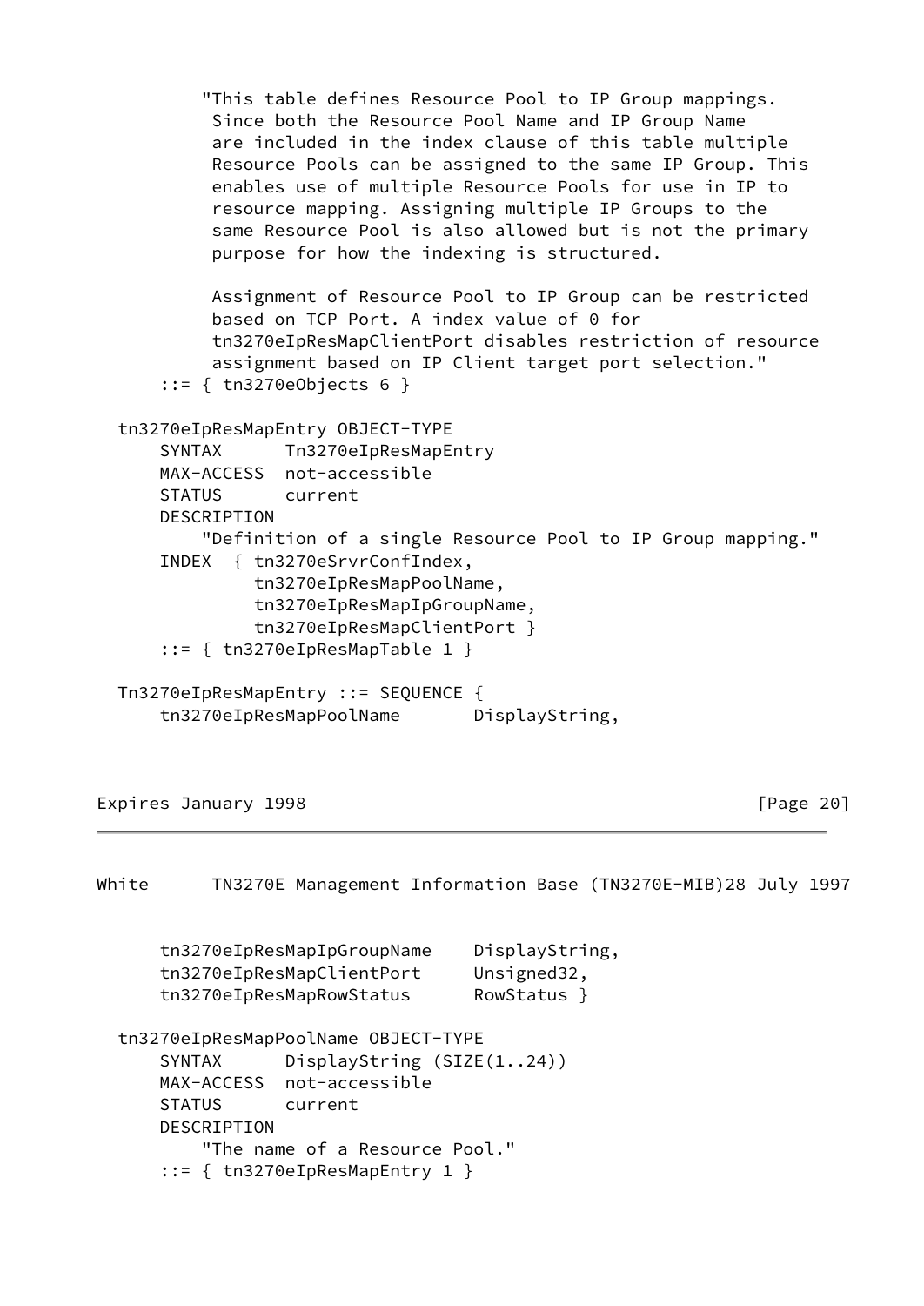```
          "This table defines Resource Pool to IP Group mappings.
           Since both the Resource Pool Name and IP Group Name
           are included in the index clause of this table multiple
           Resource Pools can be assigned to the same IP Group. This
           enables use of multiple Resource Pools for use in IP to
           resource mapping. Assigning multiple IP Groups to the
           same Resource Pool is also allowed but is not the primary
           purpose for how the indexing is structured.

           Assignment of Resource Pool to IP Group can be restricted
           based on TCP Port. A index value of 0 for
           tn3270eIpResMapClientPort disables restriction of resource
           assignment based on IP Client target port selection."
      ::= { tn3270eObjects 6 }

  tn3270eIpResMapEntry OBJECT-TYPE
      SYNTAX      Tn3270eIpResMapEntry
      MAX-ACCESS  not-accessible
      STATUS      current
      DESCRIPTION
          "Definition of a single Resource Pool to IP Group mapping."
      INDEX  { tn3270eSrvrConfIndex,
               tn3270eIpResMapPoolName,
               tn3270eIpResMapIpGroupName,
               tn3270eIpResMapClientPort }
      ::= { tn3270eIpResMapTable 1 }

  Tn3270eIpResMapEntry ::= SEQUENCE {
      tn3270eIpResMapPoolName       DisplayString,
      tn3270eIpResMapIpGroupName    DisplayString,
      tn3270eIpResMapClientPort     Unsigned32,
      tn3270eIpResMapRowStatus      RowStatus }

  tn3270eIpResMapPoolName OBJECT-TYPE
      SYNTAX      DisplayString (SIZE(1..24))
      MAX-ACCESS  not-accessible
      STATUS      current
      DESCRIPTION
          "The name of a Resource Pool."
      ::= { tn3270eIpResMapEntry 1 }
```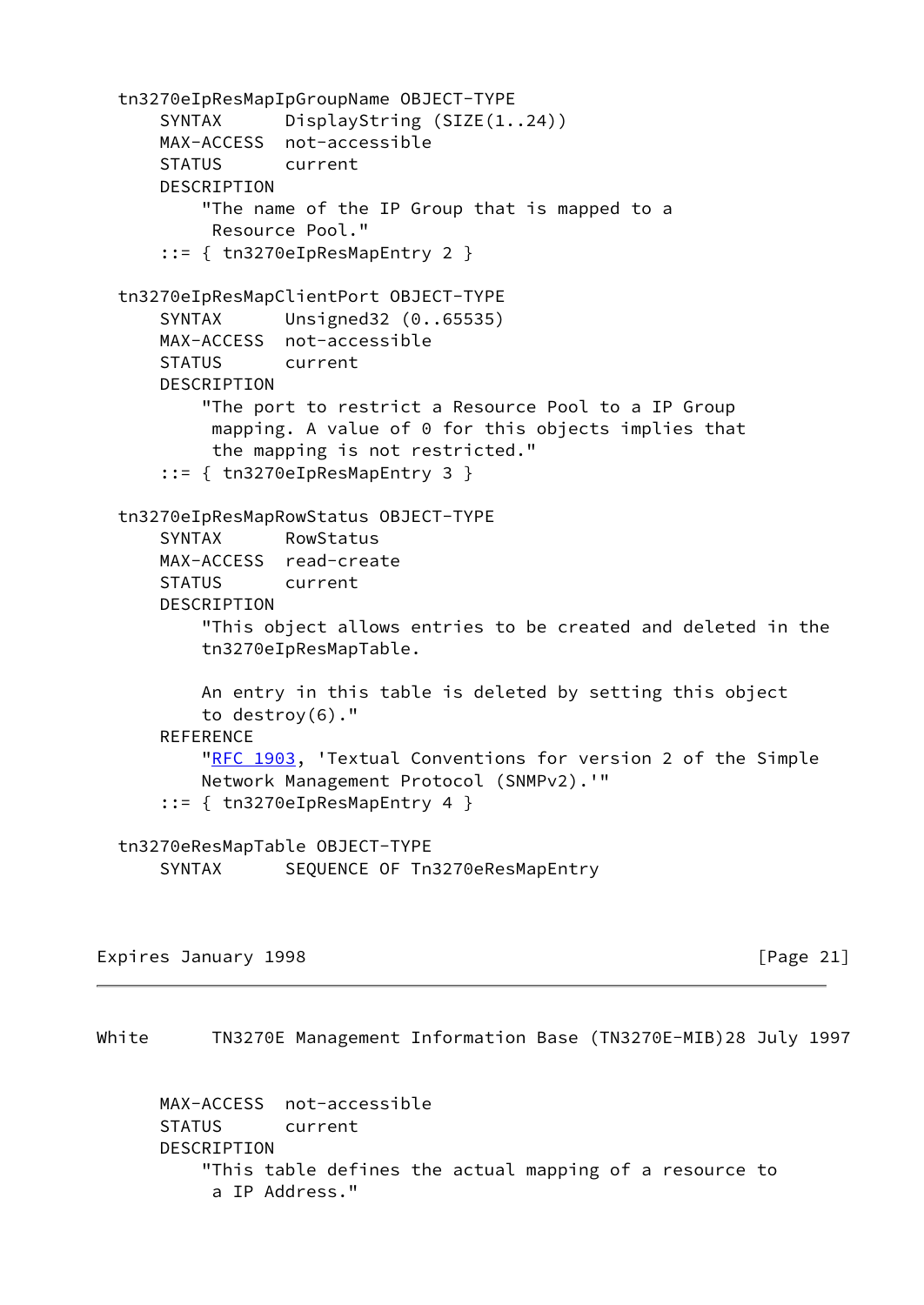```
  tn3270eIpResMapIpGroupName OBJECT-TYPE
      SYNTAX      DisplayString (SIZE(1..24))
      MAX-ACCESS  not-accessible
      STATUS      current
      DESCRIPTION
          "The name of the IP Group that is mapped to a
           Resource Pool."
      ::= { tn3270eIpResMapEntry 2 }

  tn3270eIpResMapClientPort OBJECT-TYPE
      SYNTAX      Unsigned32 (0..65535)
      MAX-ACCESS  not-accessible
      STATUS      current
      DESCRIPTION
          "The port to restrict a Resource Pool to a IP Group
           mapping. A value of 0 for this objects implies that
           the mapping is not restricted."
      ::= { tn3270eIpResMapEntry 3 }

  tn3270eIpResMapRowStatus OBJECT-TYPE
      SYNTAX      RowStatus
      MAX-ACCESS  read-create
      STATUS      current
      DESCRIPTION
          "This object allows entries to be created and deleted in the
          tn3270eIpResMapTable.

          An entry in this table is deleted by setting this object
          to destroy(6)."
      REFERENCE
          "RFC 1903, 'Textual Conventions for version 2 of the Simple
          Network Management Protocol (SNMPv2).'"
      ::= { tn3270eIpResMapEntry 4 }

  tn3270eResMapTable OBJECT-TYPE
      SYNTAX      SEQUENCE OF Tn3270eResMapEntry
      MAX-ACCESS  not-accessible
      STATUS      current
      DESCRIPTION
          "This table defines the actual mapping of a resource to
           a IP Address."
```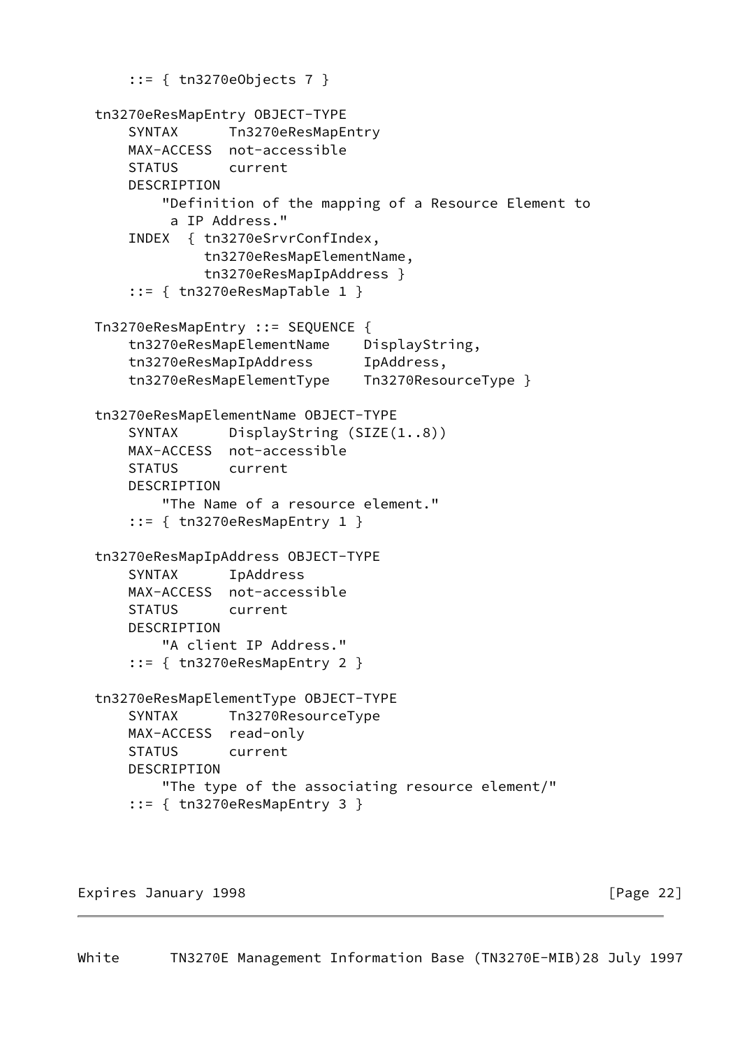```
      ::= { tn3270eObjects 7 }

  tn3270eResMapEntry OBJECT-TYPE
      SYNTAX      Tn3270eResMapEntry
      MAX-ACCESS  not-accessible
      STATUS      current
      DESCRIPTION
          "Definition of the mapping of a Resource Element to
           a IP Address."
      INDEX  { tn3270eSrvrConfIndex,
               tn3270eResMapElementName,
               tn3270eResMapIpAddress }
      ::= { tn3270eResMapTable 1 }

  Tn3270eResMapEntry ::= SEQUENCE {
      tn3270eResMapElementName    DisplayString,
      tn3270eResMapIpAddress      IpAddress,
      tn3270eResMapElementType    Tn3270ResourceType }

  tn3270eResMapElementName OBJECT-TYPE
      SYNTAX      DisplayString (SIZE(1..8))
      MAX-ACCESS  not-accessible
      STATUS      current
      DESCRIPTION
          "The Name of a resource element."
      ::= { tn3270eResMapEntry 1 }

  tn3270eResMapIpAddress OBJECT-TYPE
      SYNTAX      IpAddress
      MAX-ACCESS  not-accessible
      STATUS      current
      DESCRIPTION
          "A client IP Address."
      ::= { tn3270eResMapEntry 2 }

  tn3270eResMapElementType OBJECT-TYPE
      SYNTAX      Tn3270ResourceType
      MAX-ACCESS  read-only
      STATUS      current
      DESCRIPTION
          "The type of the associating resource element/"
      ::= { tn3270eResMapEntry 3 }
```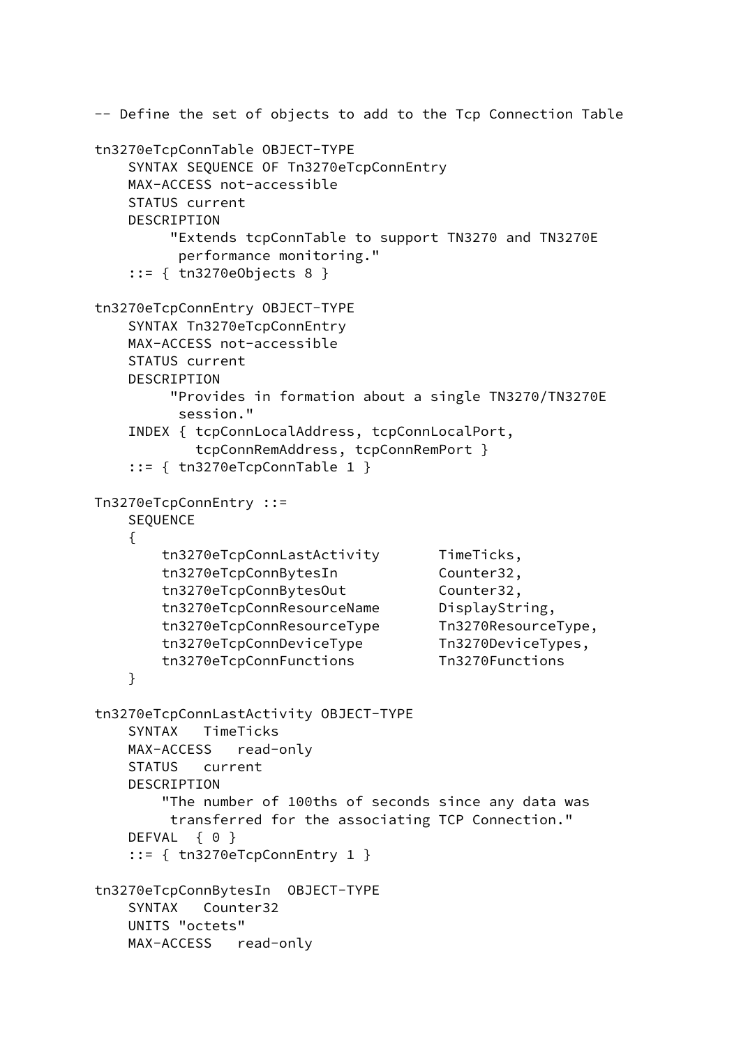```
-- Define the set of objects to add to the Tcp Connection Table

tn3270eTcpConnTable OBJECT-TYPE
    SYNTAX SEQUENCE OF Tn3270eTcpConnEntry
    MAX-ACCESS not-accessible
    STATUS current
    DESCRIPTION
         "Extends tcpConnTable to support TN3270 and TN3270E
          performance monitoring."
    ::= { tn3270eObjects 8 }

tn3270eTcpConnEntry OBJECT-TYPE
    SYNTAX Tn3270eTcpConnEntry
    MAX-ACCESS not-accessible
    STATUS current
    DESCRIPTION
         "Provides in formation about a single TN3270/TN3270E
          session."
    INDEX { tcpConnLocalAddress, tcpConnLocalPort,
            tcpConnRemAddress, tcpConnRemPort }
    ::= { tn3270eTcpConnTable 1 }

Tn3270eTcpConnEntry ::=
    SEQUENCE
    {
        tn3270eTcpConnLastActivity       TimeTicks,
        tn3270eTcpConnBytesIn            Counter32,
        tn3270eTcpConnBytesOut           Counter32,
        tn3270eTcpConnResourceName       DisplayString,
        tn3270eTcpConnResourceType       Tn3270ResourceType,
        tn3270eTcpConnDeviceType         Tn3270DeviceTypes,
        tn3270eTcpConnFunctions          Tn3270Functions
    }

tn3270eTcpConnLastActivity OBJECT-TYPE
    SYNTAX   TimeTicks
    MAX-ACCESS   read-only
    STATUS   current
    DESCRIPTION
        "The number of 100ths of seconds since any data was
         transferred for the associating TCP Connection."
    DEFVAL  { 0 }
    ::= { tn3270eTcpConnEntry 1 }

tn3270eTcpConnBytesIn  OBJECT-TYPE
    SYNTAX   Counter32
    UNITS "octets"
    MAX-ACCESS   read-only
```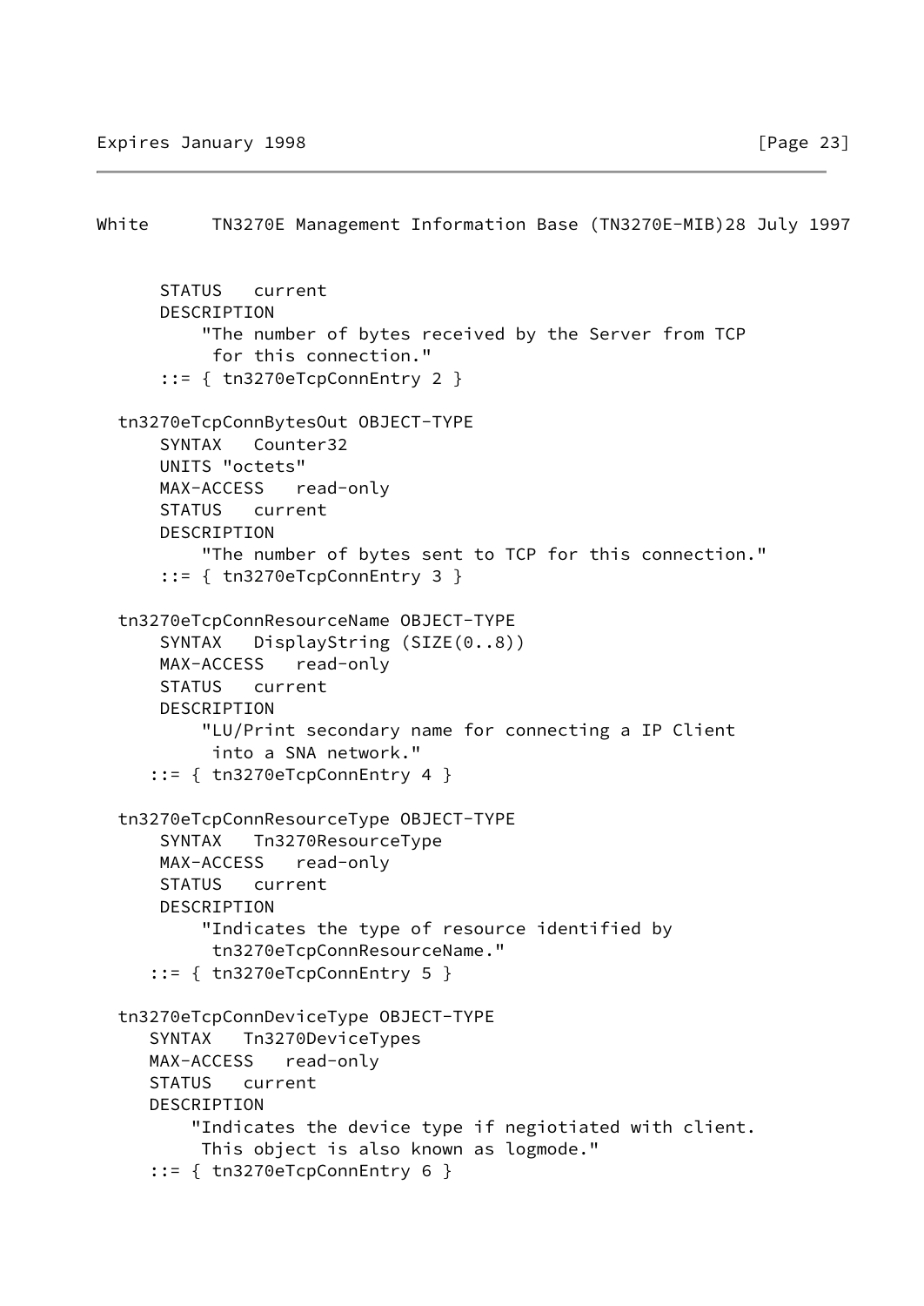```
       STATUS   current
       DESCRIPTION
           "The number of bytes received by the Server from TCP
            for this connection."
       ::= { tn3270eTcpConnEntry 2 }

   tn3270eTcpConnBytesOut OBJECT-TYPE
       SYNTAX   Counter32
       UNITS "octets"
       MAX-ACCESS   read-only
       STATUS   current
       DESCRIPTION
           "The number of bytes sent to TCP for this connection."
       ::= { tn3270eTcpConnEntry 3 }

   tn3270eTcpConnResourceName OBJECT-TYPE
       SYNTAX   DisplayString (SIZE(0..8))
       MAX-ACCESS   read-only
       STATUS   current
       DESCRIPTION
           "LU/Print secondary name for connecting a IP Client
            into a SNA network."
      ::= { tn3270eTcpConnEntry 4 }

   tn3270eTcpConnResourceType OBJECT-TYPE
       SYNTAX   Tn3270ResourceType
       MAX-ACCESS   read-only
       STATUS   current
       DESCRIPTION
           "Indicates the type of resource identified by
            tn3270eTcpConnResourceName."
      ::= { tn3270eTcpConnEntry 5 }

   tn3270eTcpConnDeviceType OBJECT-TYPE
      SYNTAX   Tn3270DeviceTypes
      MAX-ACCESS   read-only
      STATUS   current
      DESCRIPTION
          "Indicates the device type if negiotiated with client.
           This object is also known as logmode."
      ::= { tn3270eTcpConnEntry 6 }
```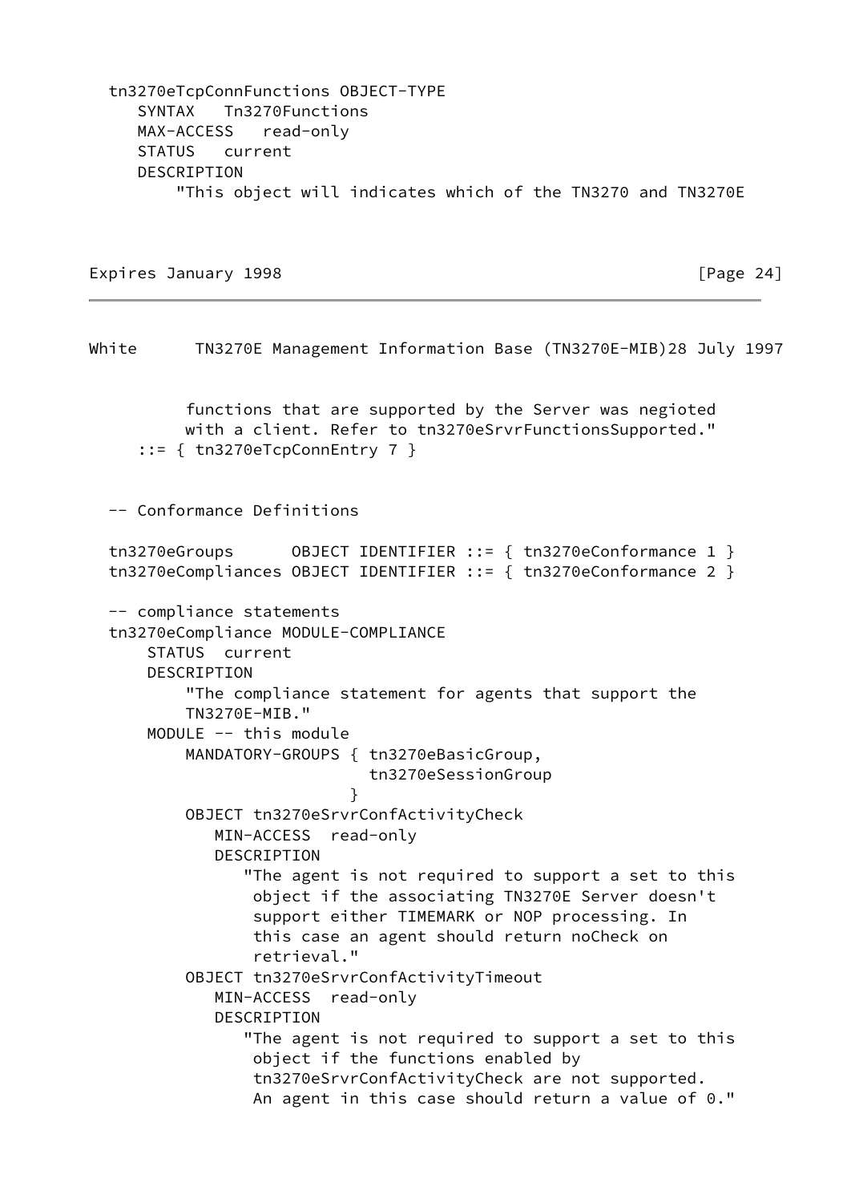```
  tn3270eTcpConnFunctions OBJECT-TYPE
     SYNTAX   Tn3270Functions
     MAX-ACCESS   read-only
     STATUS   current
     DESCRIPTION
         "This object will indicates which of the TN3270 and TN3270E
          functions that are supported by the Server was negioted
          with a client. Refer to tn3270eSrvrFunctionsSupported."
     ::= { tn3270eTcpConnEntry 7 }


  -- Conformance Definitions

  tn3270eGroups      OBJECT IDENTIFIER ::= { tn3270eConformance 1 }
  tn3270eCompliances OBJECT IDENTIFIER ::= { tn3270eConformance 2 }

  -- compliance statements
  tn3270eCompliance MODULE-COMPLIANCE
      STATUS  current
      DESCRIPTION
          "The compliance statement for agents that support the
          TN3270E-MIB."
      MODULE -- this module
          MANDATORY-GROUPS { tn3270eBasicGroup,
                             tn3270eSessionGroup
                           }
          OBJECT tn3270eSrvrConfActivityCheck
             MIN-ACCESS  read-only
             DESCRIPTION
                "The agent is not required to support a set to this
                 object if the associating TN3270E Server doesn't
                 support either TIMEMARK or NOP processing. In
                 this case an agent should return noCheck on
                 retrieval."
          OBJECT tn3270eSrvrConfActivityTimeout
             MIN-ACCESS  read-only
             DESCRIPTION
                "The agent is not required to support a set to this
                 object if the functions enabled by
                 tn3270eSrvrConfActivityCheck are not supported.
                 An agent in this case should return a value of 0."
```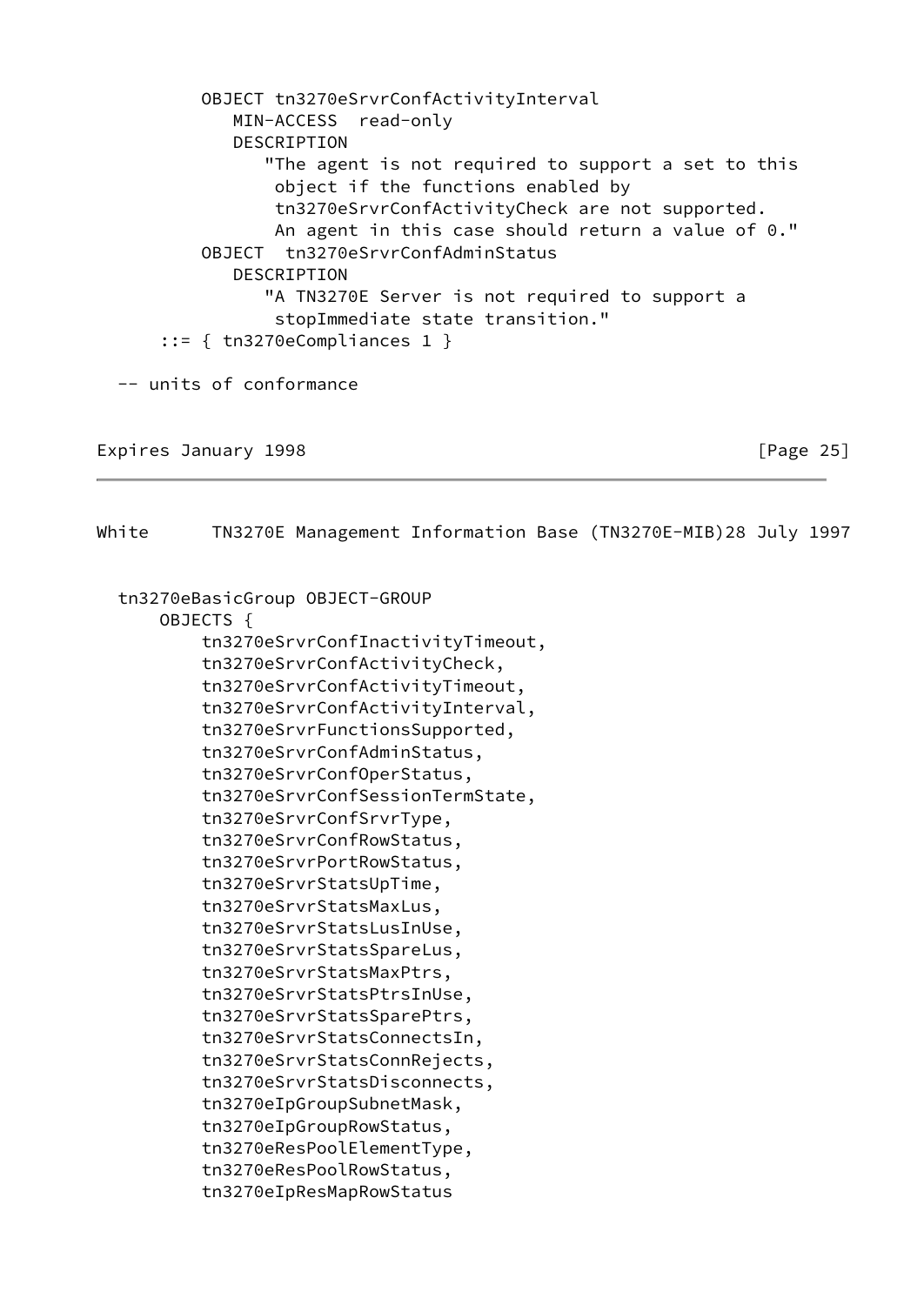```
        OBJECT tn3270eSrvrConfActivityInterval
           MIN-ACCESS  read-only
           DESCRIPTION
              "The agent is not required to support a set to this
               object if the functions enabled by
               tn3270eSrvrConfActivityCheck are not supported.
               An agent in this case should return a value of 0."
        OBJECT  tn3270eSrvrConfAdminStatus
           DESCRIPTION
              "A TN3270E Server is not required to support a
               stopImmediate state transition."
    ::= { tn3270eCompliances 1 }

  -- units of conformance
```

```
  tn3270eBasicGroup OBJECT-GROUP
      OBJECTS {
          tn3270eSrvrConfInactivityTimeout,
          tn3270eSrvrConfActivityCheck,
          tn3270eSrvrConfActivityTimeout,
          tn3270eSrvrConfActivityInterval,
          tn3270eSrvrFunctionsSupported,
          tn3270eSrvrConfAdminStatus,
          tn3270eSrvrConfOperStatus,
          tn3270eSrvrConfSessionTermState,
          tn3270eSrvrConfSrvrType,
          tn3270eSrvrConfRowStatus,
          tn3270eSrvrPortRowStatus,
          tn3270eSrvrStatsUpTime,
          tn3270eSrvrStatsMaxLus,
          tn3270eSrvrStatsLusInUse,
          tn3270eSrvrStatsSpareLus,
          tn3270eSrvrStatsMaxPtrs,
          tn3270eSrvrStatsPtrsInUse,
          tn3270eSrvrStatsSparePtrs,
          tn3270eSrvrStatsConnectsIn,
          tn3270eSrvrStatsConnRejects,
          tn3270eSrvrStatsDisconnects,
          tn3270eIpGroupSubnetMask,
          tn3270eIpGroupRowStatus,
          tn3270eResPoolElementType,
          tn3270eResPoolRowStatus,
          tn3270eIpResMapRowStatus
```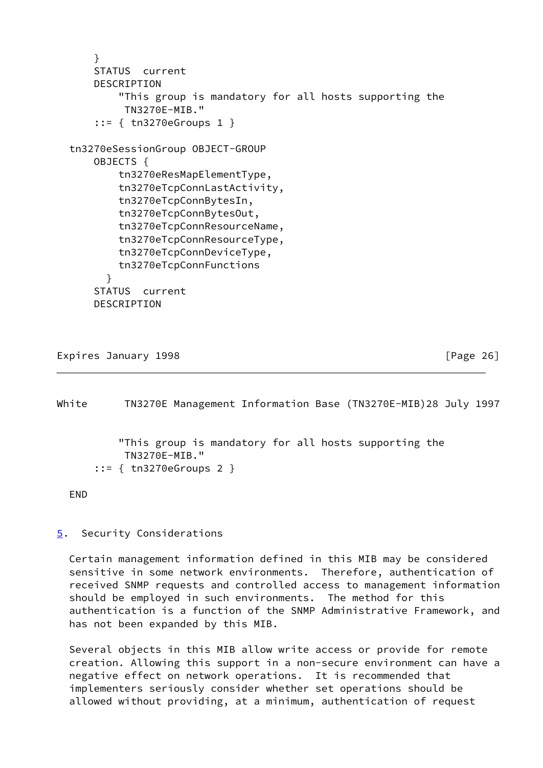```
      }
      STATUS  current
      DESCRIPTION
          "This group is mandatory for all hosts supporting the
           TN3270E-MIB."
      ::= { tn3270eGroups 1 }

  tn3270eSessionGroup OBJECT-GROUP
      OBJECTS {
          tn3270eResMapElementType,
          tn3270eTcpConnLastActivity,
          tn3270eTcpConnBytesIn,
          tn3270eTcpConnBytesOut,
          tn3270eTcpConnResourceName,
          tn3270eTcpConnResourceType,
          tn3270eTcpConnDeviceType,
          tn3270eTcpConnFunctions
        }
      STATUS  current
      DESCRIPTION
          "This group is mandatory for all hosts supporting the
           TN3270E-MIB."
      ::= { tn3270eGroups 2 }

  END
```

## 5. Security Considerations

Certain management information defined in this MIB may be considered sensitive in some network environments. Therefore, authentication of received SNMP requests and controlled access to management information should be employed in such environments. The method for this authentication is a function of the SNMP Administrative Framework, and has not been expanded by this MIB.

Several objects in this MIB allow write access or provide for remote creation. Allowing this support in a non-secure environment can have a negative effect on network operations. It is recommended that implementers seriously consider whether set operations should be allowed without providing, at a minimum, authentication of request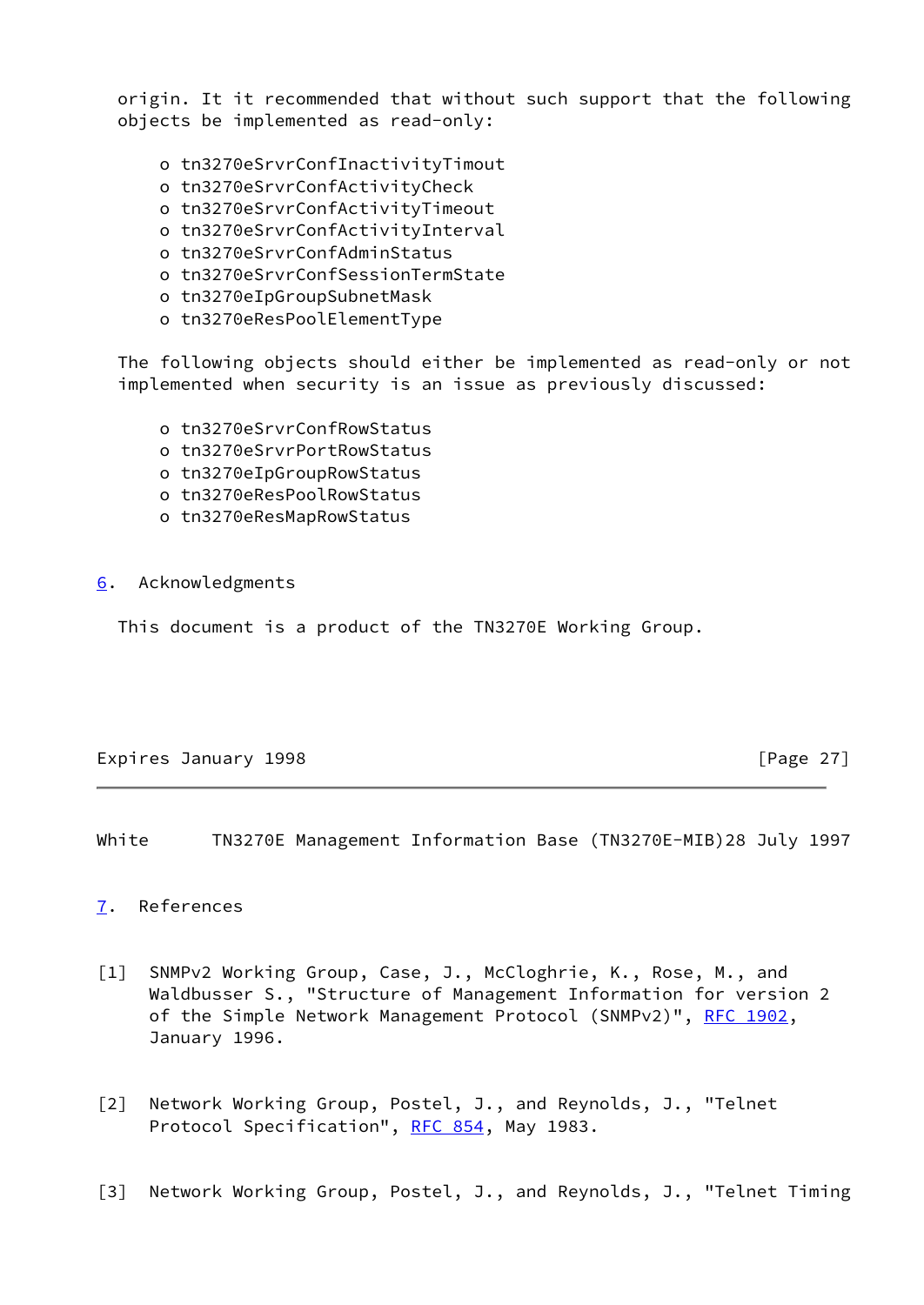origin. It it recommended that without such support that the following objects be implemented as read-only:

- tn3270eSrvrConfInactivityTimout
- tn3270eSrvrConfActivityCheck
- tn3270eSrvrConfActivityTimeout
- tn3270eSrvrConfActivityInterval
- tn3270eSrvrConfAdminStatus
- tn3270eSrvrConfSessionTermState
- tn3270eIpGroupSubnetMask
- tn3270eResPoolElementType

The following objects should either be implemented as read-only or not implemented when security is an issue as previously discussed:

- tn3270eSrvrConfRowStatus
- tn3270eSrvrPortRowStatus
- tn3270eIpGroupRowStatus
- tn3270eResPoolRowStatus
- tn3270eResMapRowStatus

## 6. Acknowledgments

This document is a product of the TN3270E Working Group.

## 7. References

[1] SNMPv2 Working Group, Case, J., McCloghrie, K., Rose, M., and Waldbusser S., "Structure of Management Information for version 2 of the Simple Network Management Protocol (SNMPv2)", RFC 1902, January 1996.

[2] Network Working Group, Postel, J., and Reynolds, J., "Telnet Protocol Specification", RFC 854, May 1983.

[3] Network Working Group, Postel, J., and Reynolds, J., "Telnet Timing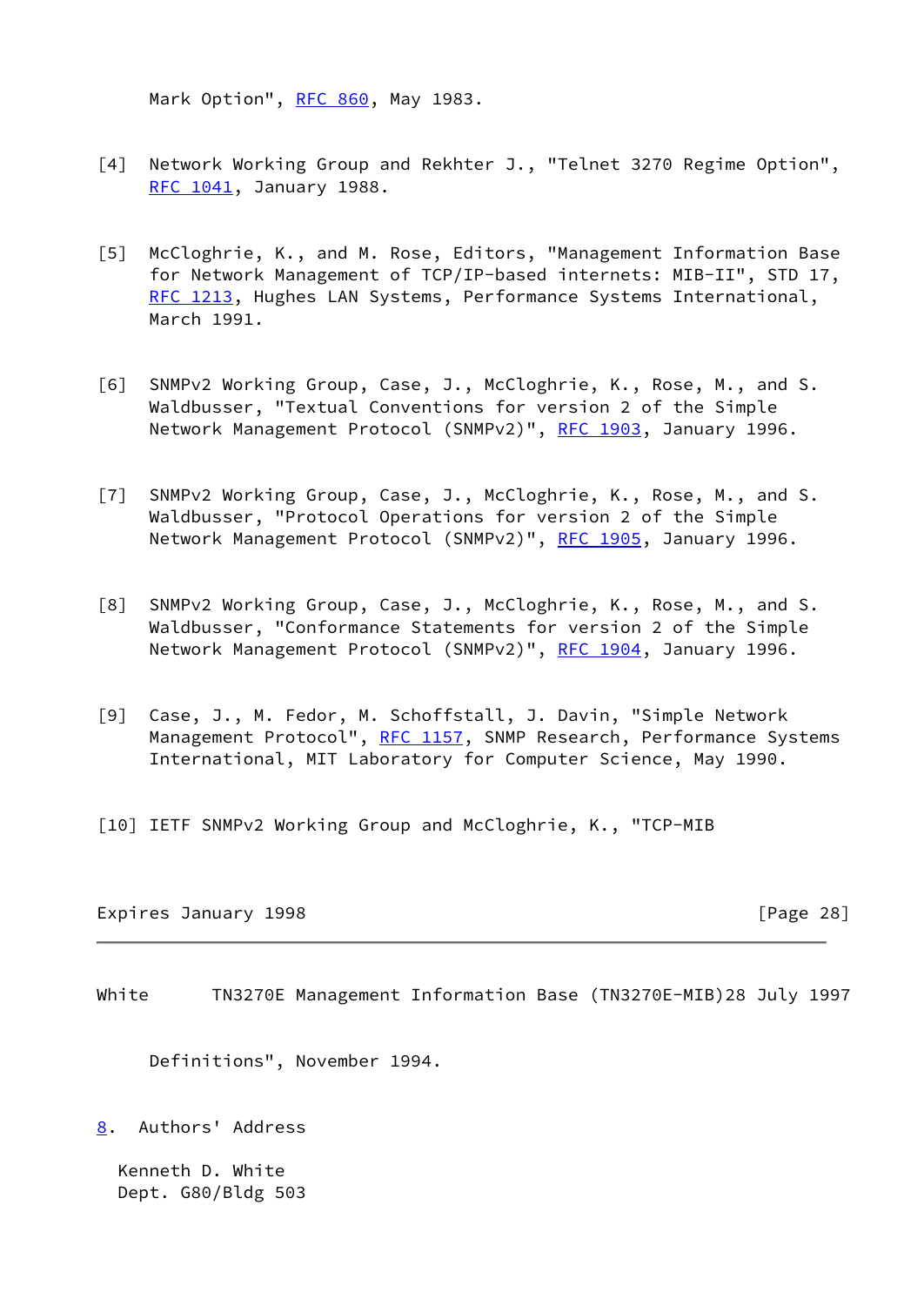Mark Option", RFC 860, May 1983.

[4] Network Working Group and Rekhter J., "Telnet 3270 Regime Option", RFC 1041, January 1988.

[5] McCloghrie, K., and M. Rose, Editors, "Management Information Base for Network Management of TCP/IP-based internets: MIB-II", STD 17, RFC 1213, Hughes LAN Systems, Performance Systems International, March 1991.

[6] SNMPv2 Working Group, Case, J., McCloghrie, K., Rose, M., and S. Waldbusser, "Textual Conventions for version 2 of the Simple Network Management Protocol (SNMPv2)", RFC 1903, January 1996.

[7] SNMPv2 Working Group, Case, J., McCloghrie, K., Rose, M., and S. Waldbusser, "Protocol Operations for version 2 of the Simple Network Management Protocol (SNMPv2)", RFC 1905, January 1996.

[8] SNMPv2 Working Group, Case, J., McCloghrie, K., Rose, M., and S. Waldbusser, "Conformance Statements for version 2 of the Simple Network Management Protocol (SNMPv2)", RFC 1904, January 1996.

[9] Case, J., M. Fedor, M. Schoffstall, J. Davin, "Simple Network Management Protocol", RFC 1157, SNMP Research, Performance Systems International, MIT Laboratory for Computer Science, May 1990.

[10] IETF SNMPv2 Working Group and McCloghrie, K., "TCP-MIB Definitions", November 1994.

## 8. Authors' Address

Kenneth D. White
Dept. G80/Bldg 503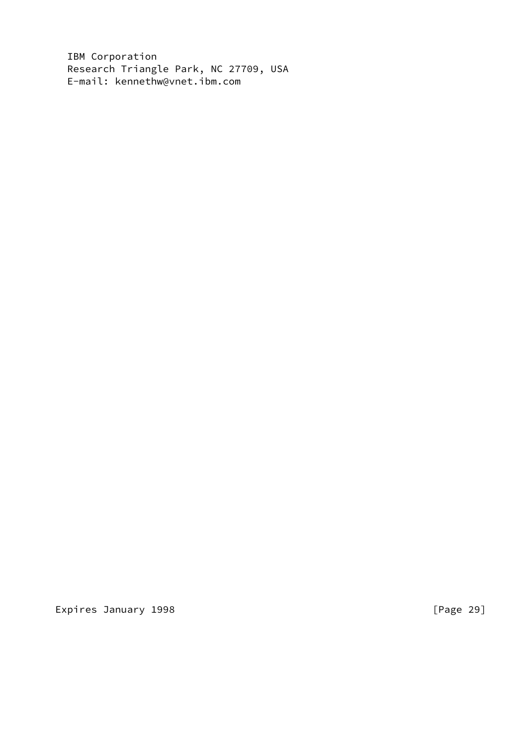IBM Corporation
Research Triangle Park, NC 27709, USA
E-mail: kennethw@vnet.ibm.com